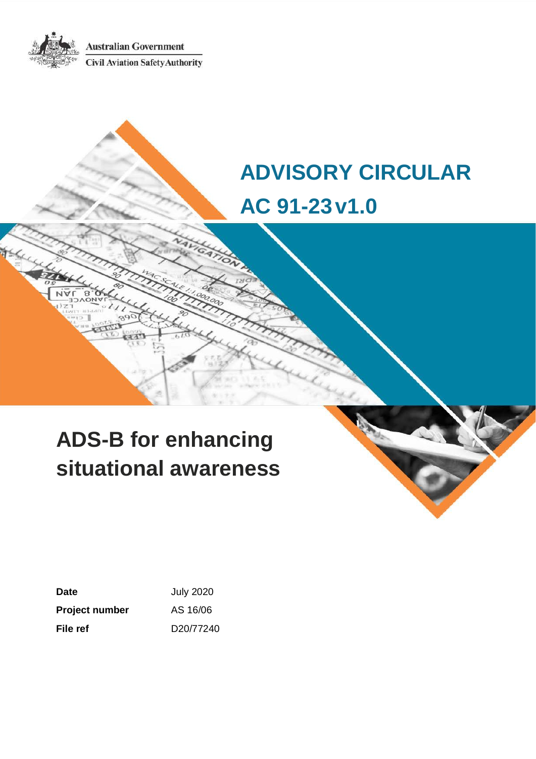Australian Government

Civil Aviation Safety Authority

# ADVISORY CIRCULAR

# AC 91-23 v1.0

# ADS-B for enhancing situational awareness

| | |
|---|---|
| **Date** | July 2020 |
| **Project number** | AS 16/06 |
| **File ref** | D20/77240 |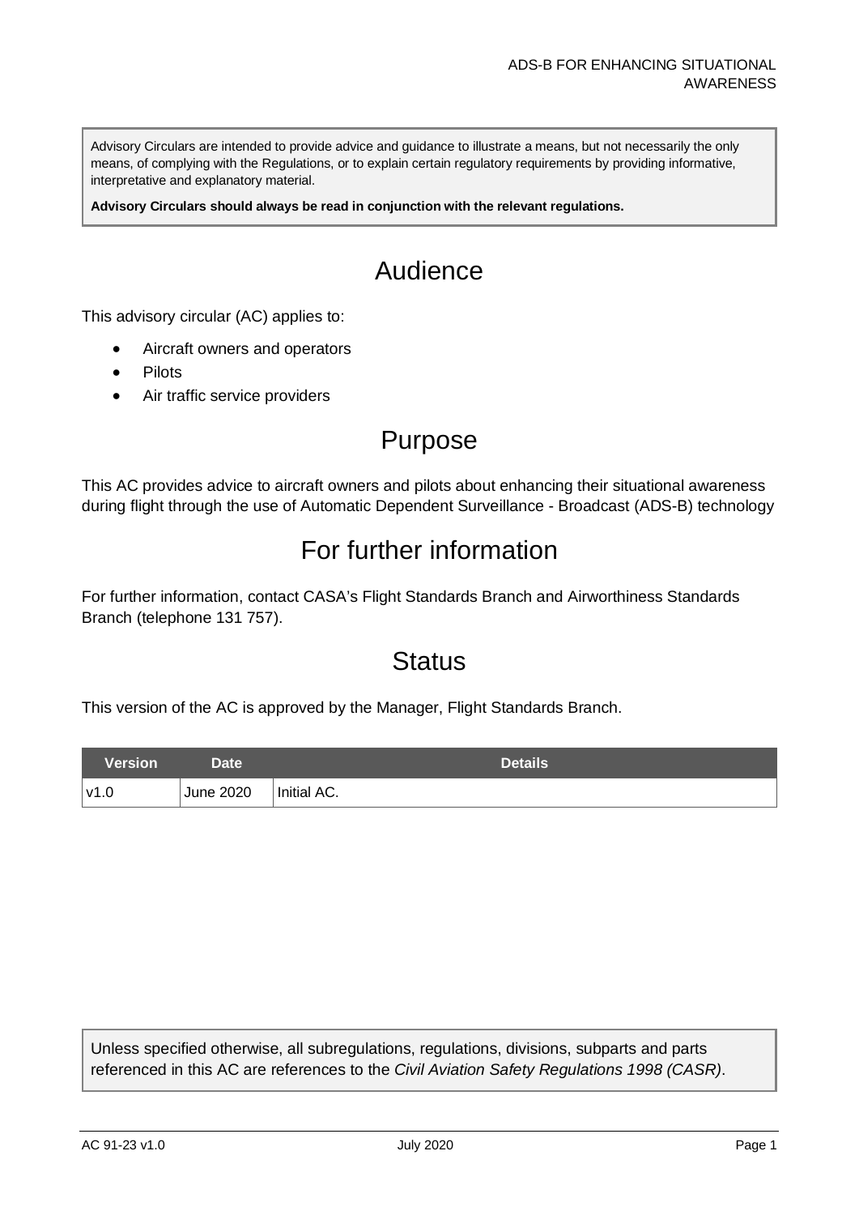Advisory Circulars are intended to provide advice and guidance to illustrate a means, but not necessarily the only means, of complying with the Regulations, or to explain certain regulatory requirements by providing informative, interpretative and explanatory material.

**Advisory Circulars should always be read in conjunction with the relevant regulations.**

# Audience

This advisory circular (AC) applies to:

- Aircraft owners and operators
- Pilots
- Air traffic service providers

# Purpose

This AC provides advice to aircraft owners and pilots about enhancing their situational awareness during flight through the use of Automatic Dependent Surveillance - Broadcast (ADS-B) technology

# For further information

For further information, contact CASA's Flight Standards Branch and Airworthiness Standards Branch (telephone 131 757).

# Status

This version of the AC is approved by the Manager, Flight Standards Branch.

| Version | Date | Details |
|---|---|---|
| v1.0 | June 2020 | Initial AC. |

Unless specified otherwise, all subregulations, regulations, divisions, subparts and parts referenced in this AC are references to the *Civil Aviation Safety Regulations 1998 (CASR)*.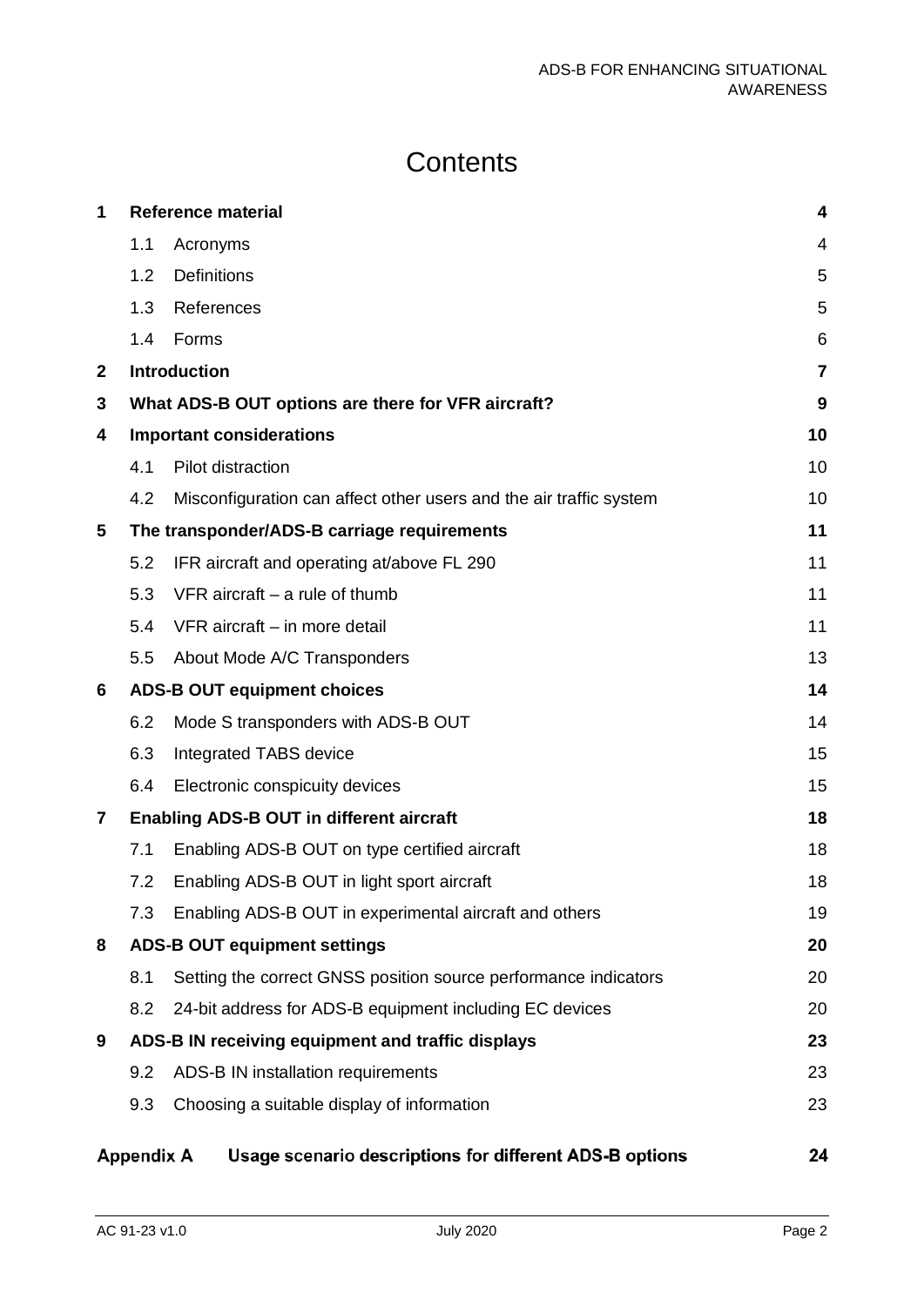# Contents

| | | | |
|---|---|---|---|
| **1** | **Reference material** | | **4** |
| | 1.1 | Acronyms | 4 |
| | 1.2 | Definitions | 5 |
| | 1.3 | References | 5 |
| | 1.4 | Forms | 6 |
| **2** | **Introduction** | | **7** |
| **3** | **What ADS-B OUT options are there for VFR aircraft?** | | **9** |
| **4** | **Important considerations** | | **10** |
| | 4.1 | Pilot distraction | 10 |
| | 4.2 | Misconfiguration can affect other users and the air traffic system | 10 |
| **5** | **The transponder/ADS-B carriage requirements** | | **11** |
| | 5.2 | IFR aircraft and operating at/above FL 290 | 11 |
| | 5.3 | VFR aircraft – a rule of thumb | 11 |
| | 5.4 | VFR aircraft – in more detail | 11 |
| | 5.5 | About Mode A/C Transponders | 13 |
| **6** | **ADS-B OUT equipment choices** | | **14** |
| | 6.2 | Mode S transponders with ADS-B OUT | 14 |
| | 6.3 | Integrated TABS device | 15 |
| | 6.4 | Electronic conspicuity devices | 15 |
| **7** | **Enabling ADS-B OUT in different aircraft** | | **18** |
| | 7.1 | Enabling ADS-B OUT on type certified aircraft | 18 |
| | 7.2 | Enabling ADS-B OUT in light sport aircraft | 18 |
| | 7.3 | Enabling ADS-B OUT in experimental aircraft and others | 19 |
| **8** | **ADS-B OUT equipment settings** | | **20** |
| | 8.1 | Setting the correct GNSS position source performance indicators | 20 |
| | 8.2 | 24-bit address for ADS-B equipment including EC devices | 20 |
| **9** | **ADS-B IN receiving equipment and traffic displays** | | **23** |
| | 9.2 | ADS-B IN installation requirements | 23 |
| | 9.3 | Choosing a suitable display of information | 23 |
| **Appendix A** | **Usage scenario descriptions for different ADS-B options** | | **24** |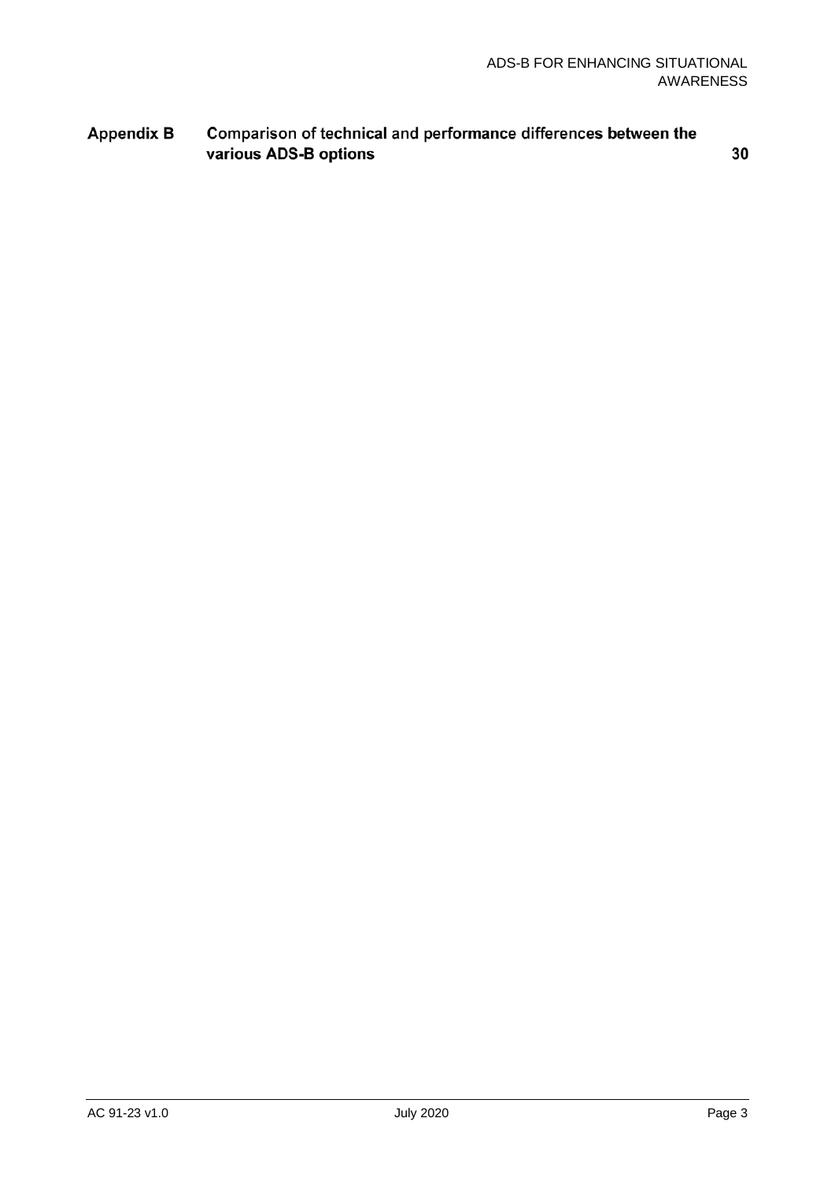**Appendix B** Comparison of technical and performance differences between the various ADS-B options 30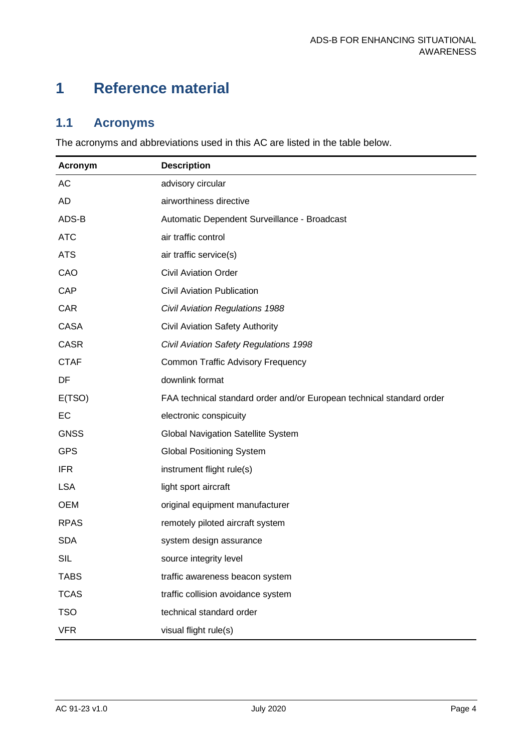# 1 Reference material

## 1.1 Acronyms

The acronyms and abbreviations used in this AC are listed in the table below.

| Acronym | Description |
| --- | --- |
| AC | advisory circular |
| AD | airworthiness directive |
| ADS-B | Automatic Dependent Surveillance - Broadcast |
| ATC | air traffic control |
| ATS | air traffic service(s) |
| CAO | Civil Aviation Order |
| CAP | Civil Aviation Publication |
| CAR | *Civil Aviation Regulations 1988* |
| CASA | Civil Aviation Safety Authority |
| CASR | *Civil Aviation Safety Regulations 1998* |
| CTAF | Common Traffic Advisory Frequency |
| DF | downlink format |
| E(TSO) | FAA technical standard order and/or European technical standard order |
| EC | electronic conspicuity |
| GNSS | Global Navigation Satellite System |
| GPS | Global Positioning System |
| IFR | instrument flight rule(s) |
| LSA | light sport aircraft |
| OEM | original equipment manufacturer |
| RPAS | remotely piloted aircraft system |
| SDA | system design assurance |
| SIL | source integrity level |
| TABS | traffic awareness beacon system |
| TCAS | traffic collision avoidance system |
| TSO | technical standard order |
| VFR | visual flight rule(s) |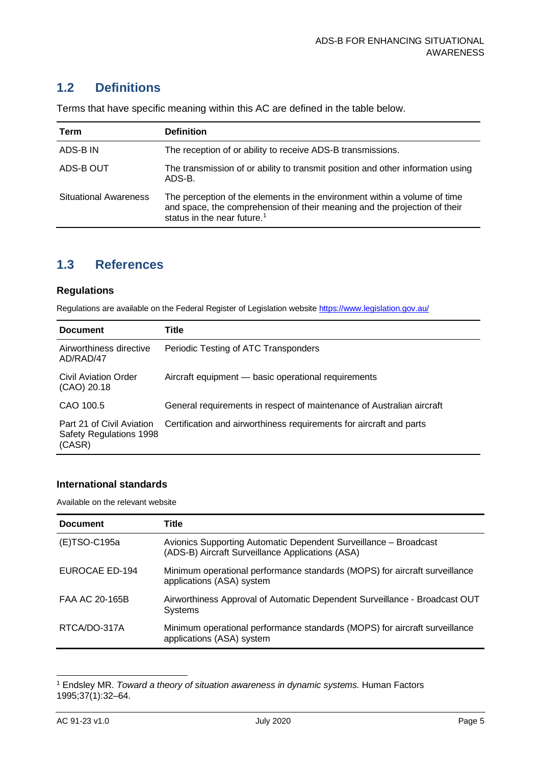## 1.2 Definitions

Terms that have specific meaning within this AC are defined in the table below.

| Term | Definition |
|---|---|
| ADS-B IN | The reception of or ability to receive ADS-B transmissions. |
| ADS-B OUT | The transmission of or ability to transmit position and other information using ADS-B. |
| Situational Awareness | The perception of the elements in the environment within a volume of time and space, the comprehension of their meaning and the projection of their status in the near future.[1] |

## 1.3 References

### Regulations

Regulations are available on the Federal Register of Legislation website https://www.legislation.gov.au/

| Document | Title |
|---|---|
| Airworthiness directive AD/RAD/47 | Periodic Testing of ATC Transponders |
| Civil Aviation Order (CAO) 20.18 | Aircraft equipment — basic operational requirements |
| CAO 100.5 | General requirements in respect of maintenance of Australian aircraft |
| Part 21 of Civil Aviation Safety Regulations 1998 (CASR) | Certification and airworthiness requirements for aircraft and parts |

### International standards

Available on the relevant website

| Document | Title |
|---|---|
| (E)TSO-C195a | Avionics Supporting Automatic Dependent Surveillance – Broadcast (ADS-B) Aircraft Surveillance Applications (ASA) |
| EUROCAE ED-194 | Minimum operational performance standards (MOPS) for aircraft surveillance applications (ASA) system |
| FAA AC 20-165B | Airworthiness Approval of Automatic Dependent Surveillance - Broadcast OUT Systems |
| RTCA/DO-317A | Minimum operational performance standards (MOPS) for aircraft surveillance applications (ASA) system |

[1] Endsley MR. *Toward a theory of situation awareness in dynamic systems.* Human Factors 1995;37(1):32–64.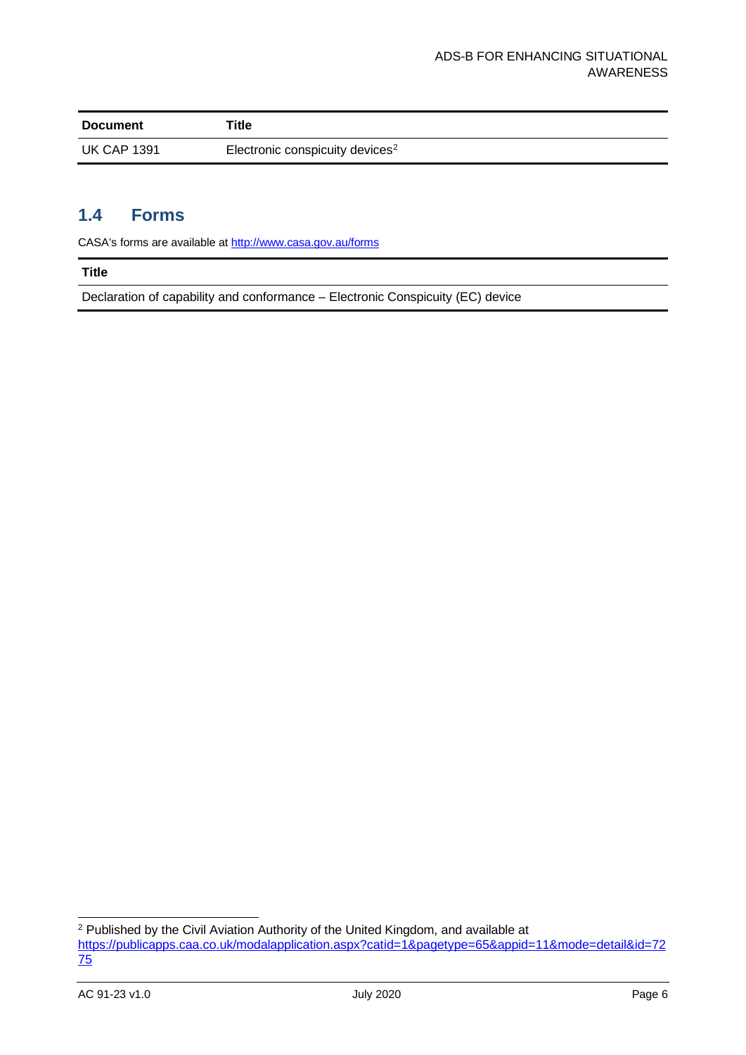| Document | Title |
| --- | --- |
| UK CAP 1391 | Electronic conspicuity devices[2] |

## 1.4 Forms

CASA's forms are available at http://www.casa.gov.au/forms

| Title |
| --- |
| Declaration of capability and conformance – Electronic Conspicuity (EC) device |

[2] Published by the Civil Aviation Authority of the United Kingdom, and available at https://publicapps.caa.co.uk/modalapplication.aspx?catid=1&pagetype=65&appid=11&mode=detail&id=7275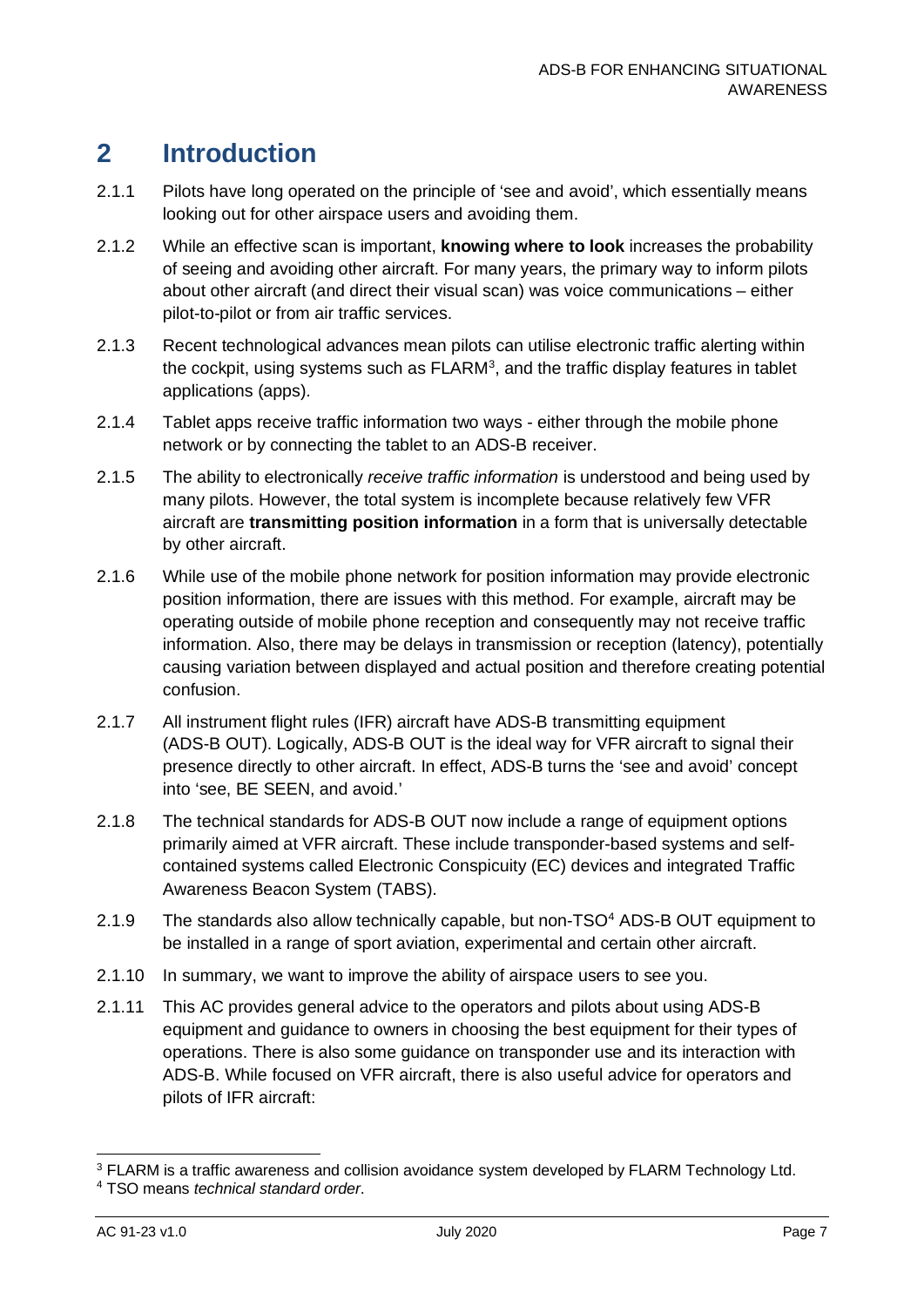# 2 Introduction

2.1.1 Pilots have long operated on the principle of 'see and avoid', which essentially means looking out for other airspace users and avoiding them.

2.1.2 While an effective scan is important, **knowing where to look** increases the probability of seeing and avoiding other aircraft. For many years, the primary way to inform pilots about other aircraft (and direct their visual scan) was voice communications – either pilot-to-pilot or from air traffic services.

2.1.3 Recent technological advances mean pilots can utilise electronic traffic alerting within the cockpit, using systems such as FLARM[3], and the traffic display features in tablet applications (apps).

2.1.4 Tablet apps receive traffic information two ways - either through the mobile phone network or by connecting the tablet to an ADS-B receiver.

2.1.5 The ability to electronically *receive traffic information* is understood and being used by many pilots. However, the total system is incomplete because relatively few VFR aircraft are **transmitting position information** in a form that is universally detectable by other aircraft.

2.1.6 While use of the mobile phone network for position information may provide electronic position information, there are issues with this method. For example, aircraft may be operating outside of mobile phone reception and consequently may not receive traffic information. Also, there may be delays in transmission or reception (latency), potentially causing variation between displayed and actual position and therefore creating potential confusion.

2.1.7 All instrument flight rules (IFR) aircraft have ADS-B transmitting equipment (ADS-B OUT). Logically, ADS-B OUT is the ideal way for VFR aircraft to signal their presence directly to other aircraft. In effect, ADS-B turns the 'see and avoid' concept into 'see, BE SEEN, and avoid.'

2.1.8 The technical standards for ADS-B OUT now include a range of equipment options primarily aimed at VFR aircraft. These include transponder-based systems and self-contained systems called Electronic Conspicuity (EC) devices and integrated Traffic Awareness Beacon System (TABS).

2.1.9 The standards also allow technically capable, but non-TSO[4] ADS-B OUT equipment to be installed in a range of sport aviation, experimental and certain other aircraft.

2.1.10 In summary, we want to improve the ability of airspace users to see you.

2.1.11 This AC provides general advice to the operators and pilots about using ADS-B equipment and guidance to owners in choosing the best equipment for their types of operations. There is also some guidance on transponder use and its interaction with ADS-B. While focused on VFR aircraft, there is also useful advice for operators and pilots of IFR aircraft:

---

[3] FLARM is a traffic awareness and collision avoidance system developed by FLARM Technology Ltd.

[4] TSO means *technical standard order*.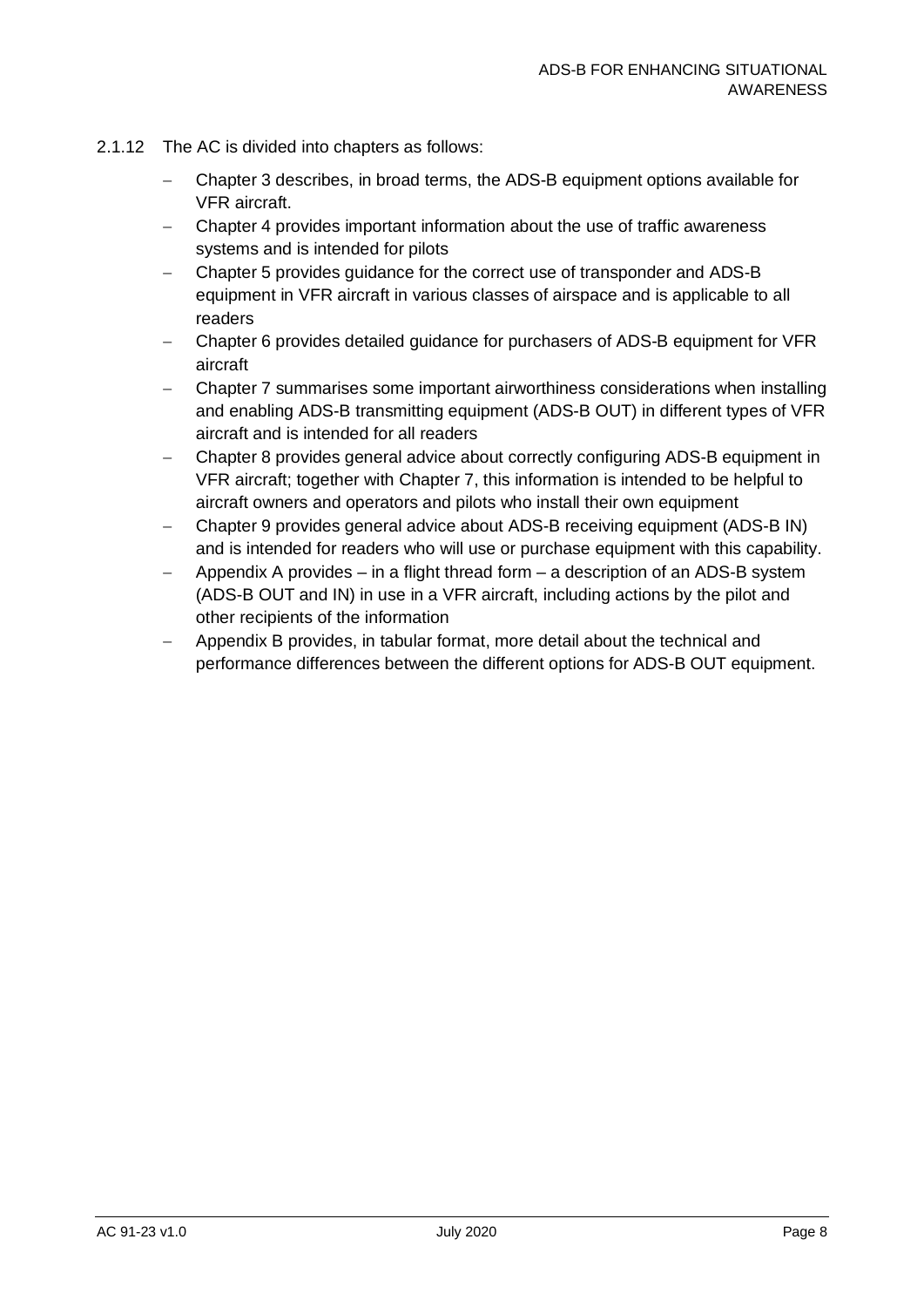2.1.12 The AC is divided into chapters as follows:

- Chapter 3 describes, in broad terms, the ADS-B equipment options available for VFR aircraft.
- Chapter 4 provides important information about the use of traffic awareness systems and is intended for pilots
- Chapter 5 provides guidance for the correct use of transponder and ADS-B equipment in VFR aircraft in various classes of airspace and is applicable to all readers
- Chapter 6 provides detailed guidance for purchasers of ADS-B equipment for VFR aircraft
- Chapter 7 summarises some important airworthiness considerations when installing and enabling ADS-B transmitting equipment (ADS-B OUT) in different types of VFR aircraft and is intended for all readers
- Chapter 8 provides general advice about correctly configuring ADS-B equipment in VFR aircraft; together with Chapter 7, this information is intended to be helpful to aircraft owners and operators and pilots who install their own equipment
- Chapter 9 provides general advice about ADS-B receiving equipment (ADS-B IN) and is intended for readers who will use or purchase equipment with this capability.
- Appendix A provides – in a flight thread form – a description of an ADS-B system (ADS-B OUT and IN) in use in a VFR aircraft, including actions by the pilot and other recipients of the information
- Appendix B provides, in tabular format, more detail about the technical and performance differences between the different options for ADS-B OUT equipment.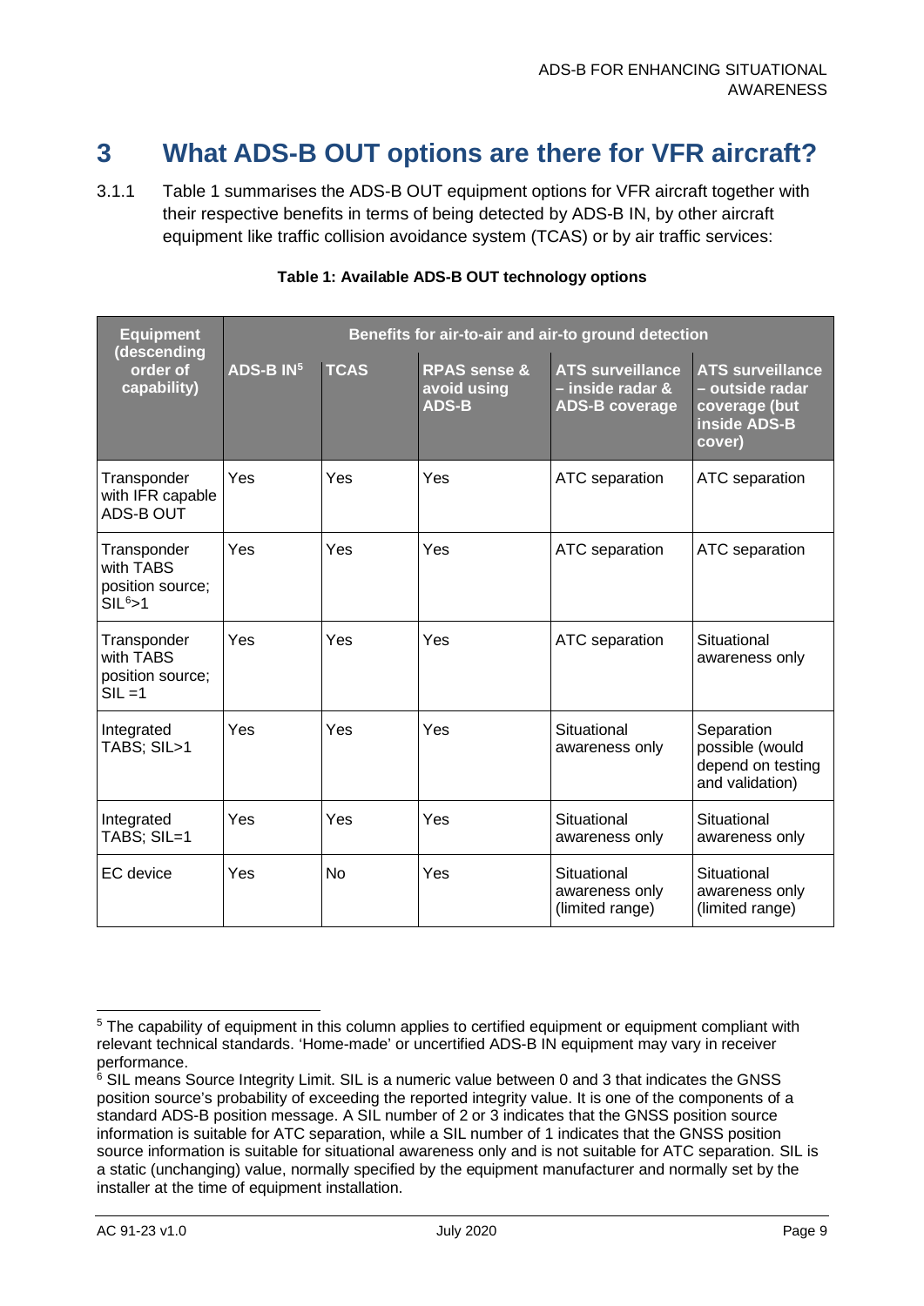# 3 What ADS-B OUT options are there for VFR aircraft?

3.1.1 Table 1 summarises the ADS-B OUT equipment options for VFR aircraft together with their respective benefits in terms of being detected by ADS-B IN, by other aircraft equipment like traffic collision avoidance system (TCAS) or by air traffic services:

**Table 1: Available ADS-B OUT technology options**

| Equipment (descending order of capability) | Benefits for air-to-air and air-to ground detection | | | | |
|---|---|---|---|---|---|
| | ADS-B IN[5] | TCAS | RPAS sense & avoid using ADS-B | ATS surveillance – inside radar & ADS-B coverage | ATS surveillance – outside radar coverage (but inside ADS-B cover) |
| Transponder with IFR capable ADS-B OUT | Yes | Yes | Yes | ATC separation | ATC separation |
| Transponder with TABS position source; SIL[6]>1 | Yes | Yes | Yes | ATC separation | ATC separation |
| Transponder with TABS position source; SIL =1 | Yes | Yes | Yes | ATC separation | Situational awareness only |
| Integrated TABS; SIL>1 | Yes | Yes | Yes | Situational awareness only | Separation possible (would depend on testing and validation) |
| Integrated TABS; SIL=1 | Yes | Yes | Yes | Situational awareness only | Situational awareness only |
| EC device | Yes | No | Yes | Situational awareness only (limited range) | Situational awareness only (limited range) |

[5] The capability of equipment in this column applies to certified equipment or equipment compliant with relevant technical standards. 'Home-made' or uncertified ADS-B IN equipment may vary in receiver performance.

[6] SIL means Source Integrity Limit. SIL is a numeric value between 0 and 3 that indicates the GNSS position source's probability of exceeding the reported integrity value. It is one of the components of a standard ADS-B position message. A SIL number of 2 or 3 indicates that the GNSS position source information is suitable for ATC separation, while a SIL number of 1 indicates that the GNSS position source information is suitable for situational awareness only and is not suitable for ATC separation. SIL is a static (unchanging) value, normally specified by the equipment manufacturer and normally set by the installer at the time of equipment installation.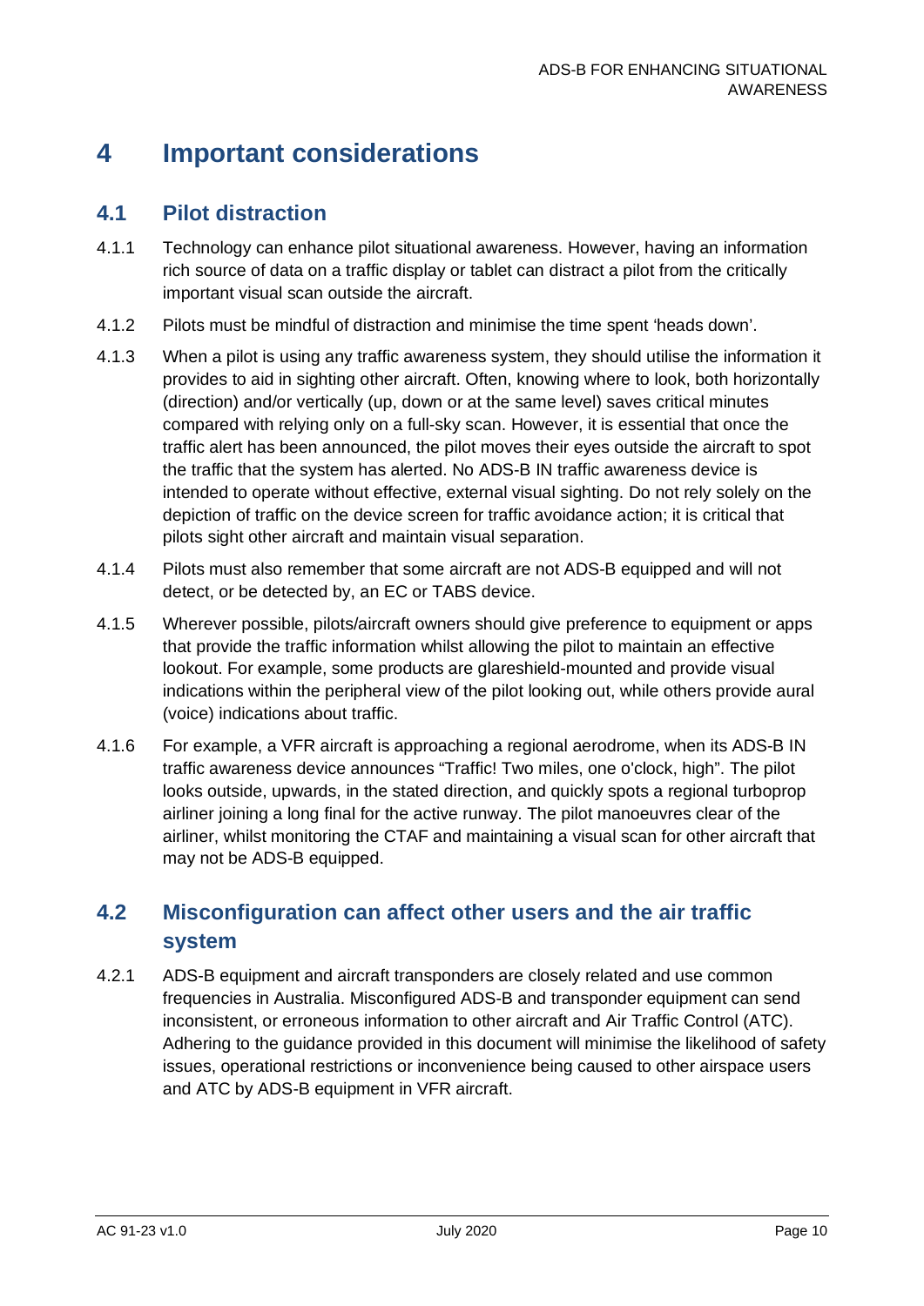# 4 Important considerations

## 4.1 Pilot distraction

4.1.1 Technology can enhance pilot situational awareness. However, having an information rich source of data on a traffic display or tablet can distract a pilot from the critically important visual scan outside the aircraft.

4.1.2 Pilots must be mindful of distraction and minimise the time spent 'heads down'.

4.1.3 When a pilot is using any traffic awareness system, they should utilise the information it provides to aid in sighting other aircraft. Often, knowing where to look, both horizontally (direction) and/or vertically (up, down or at the same level) saves critical minutes compared with relying only on a full-sky scan. However, it is essential that once the traffic alert has been announced, the pilot moves their eyes outside the aircraft to spot the traffic that the system has alerted. No ADS-B IN traffic awareness device is intended to operate without effective, external visual sighting. Do not rely solely on the depiction of traffic on the device screen for traffic avoidance action; it is critical that pilots sight other aircraft and maintain visual separation.

4.1.4 Pilots must also remember that some aircraft are not ADS-B equipped and will not detect, or be detected by, an EC or TABS device.

4.1.5 Wherever possible, pilots/aircraft owners should give preference to equipment or apps that provide the traffic information whilst allowing the pilot to maintain an effective lookout. For example, some products are glareshield-mounted and provide visual indications within the peripheral view of the pilot looking out, while others provide aural (voice) indications about traffic.

4.1.6 For example, a VFR aircraft is approaching a regional aerodrome, when its ADS-B IN traffic awareness device announces "Traffic! Two miles, one o'clock, high". The pilot looks outside, upwards, in the stated direction, and quickly spots a regional turboprop airliner joining a long final for the active runway. The pilot manoeuvres clear of the airliner, whilst monitoring the CTAF and maintaining a visual scan for other aircraft that may not be ADS-B equipped.

## 4.2 Misconfiguration can affect other users and the air traffic system

4.2.1 ADS-B equipment and aircraft transponders are closely related and use common frequencies in Australia. Misconfigured ADS-B and transponder equipment can send inconsistent, or erroneous information to other aircraft and Air Traffic Control (ATC). Adhering to the guidance provided in this document will minimise the likelihood of safety issues, operational restrictions or inconvenience being caused to other airspace users and ATC by ADS-B equipment in VFR aircraft.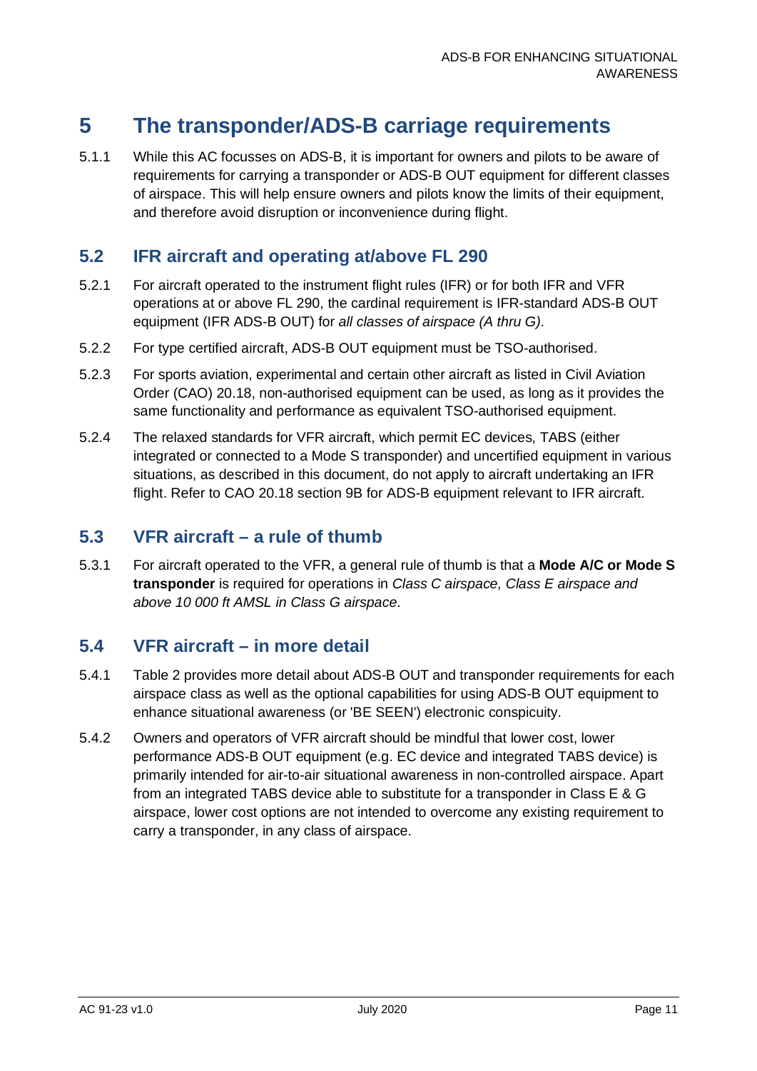# 5 The transponder/ADS-B carriage requirements

5.1.1 While this AC focusses on ADS-B, it is important for owners and pilots to be aware of requirements for carrying a transponder or ADS-B OUT equipment for different classes of airspace. This will help ensure owners and pilots know the limits of their equipment, and therefore avoid disruption or inconvenience during flight.

## 5.2 IFR aircraft and operating at/above FL 290

5.2.1 For aircraft operated to the instrument flight rules (IFR) or for both IFR and VFR operations at or above FL 290, the cardinal requirement is IFR-standard ADS-B OUT equipment (IFR ADS-B OUT) for *all classes of airspace (A thru G)*.

5.2.2 For type certified aircraft, ADS-B OUT equipment must be TSO-authorised.

5.2.3 For sports aviation, experimental and certain other aircraft as listed in Civil Aviation Order (CAO) 20.18, non-authorised equipment can be used, as long as it provides the same functionality and performance as equivalent TSO-authorised equipment.

5.2.4 The relaxed standards for VFR aircraft, which permit EC devices, TABS (either integrated or connected to a Mode S transponder) and uncertified equipment in various situations, as described in this document, do not apply to aircraft undertaking an IFR flight. Refer to CAO 20.18 section 9B for ADS-B equipment relevant to IFR aircraft.

## 5.3 VFR aircraft – a rule of thumb

5.3.1 For aircraft operated to the VFR, a general rule of thumb is that a **Mode A/C or Mode S transponder** is required for operations in *Class C airspace, Class E airspace and above 10 000 ft AMSL in Class G airspace*.

## 5.4 VFR aircraft – in more detail

5.4.1 Table 2 provides more detail about ADS-B OUT and transponder requirements for each airspace class as well as the optional capabilities for using ADS-B OUT equipment to enhance situational awareness (or 'BE SEEN') electronic conspicuity.

5.4.2 Owners and operators of VFR aircraft should be mindful that lower cost, lower performance ADS-B OUT equipment (e.g. EC device and integrated TABS device) is primarily intended for air-to-air situational awareness in non-controlled airspace. Apart from an integrated TABS device able to substitute for a transponder in Class E & G airspace, lower cost options are not intended to overcome any existing requirement to carry a transponder, in any class of airspace.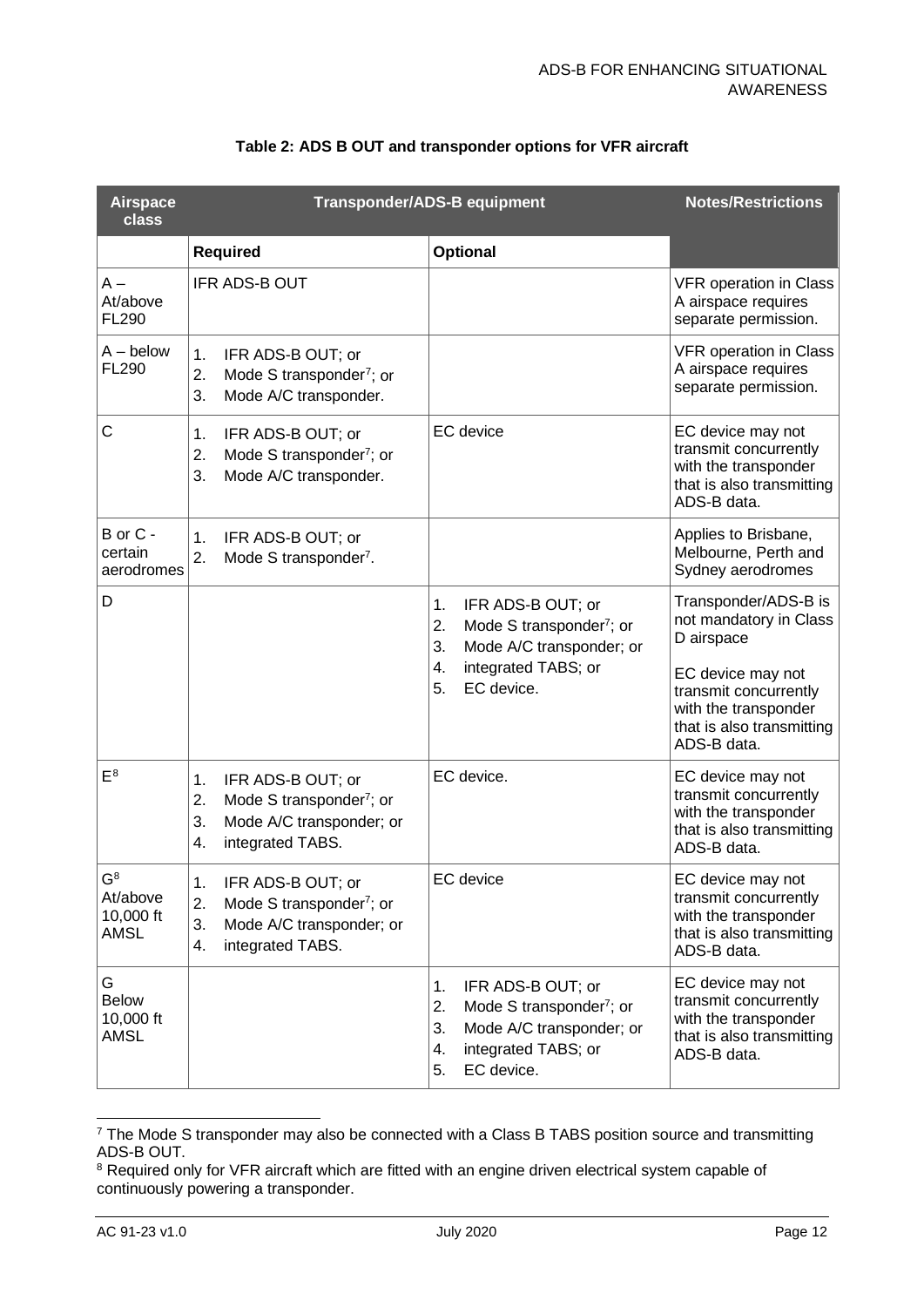**Table 2: ADS B OUT and transponder options for VFR aircraft**

| Airspace class | Transponder/ADS-B equipment | | Notes/Restrictions |
|---|---|---|---|
| | **Required** | **Optional** | |
| A – At/above FL290 | IFR ADS-B OUT | | VFR operation in Class A airspace requires separate permission. |
| A – below FL290 | 1. IFR ADS-B OUT; or<br>2. Mode S transponder[7]; or<br>3. Mode A/C transponder. | | VFR operation in Class A airspace requires separate permission. |
| C | 1. IFR ADS-B OUT; or<br>2. Mode S transponder[7]; or<br>3. Mode A/C transponder. | EC device | EC device may not transmit concurrently with the transponder that is also transmitting ADS-B data. |
| B or C - certain aerodromes | 1. IFR ADS-B OUT; or<br>2. Mode S transponder[7]. | | Applies to Brisbane, Melbourne, Perth and Sydney aerodromes |
| D | | 1. IFR ADS-B OUT; or<br>2. Mode S transponder[7]; or<br>3. Mode A/C transponder; or<br>4. integrated TABS; or<br>5. EC device. | Transponder/ADS-B is not mandatory in Class D airspace<br><br>EC device may not transmit concurrently with the transponder that is also transmitting ADS-B data. |
| E[8] | 1. IFR ADS-B OUT; or<br>2. Mode S transponder[7]; or<br>3. Mode A/C transponder; or<br>4. integrated TABS. | EC device. | EC device may not transmit concurrently with the transponder that is also transmitting ADS-B data. |
| G[8] At/above 10,000 ft AMSL | 1. IFR ADS-B OUT; or<br>2. Mode S transponder[7]; or<br>3. Mode A/C transponder; or<br>4. integrated TABS. | EC device | EC device may not transmit concurrently with the transponder that is also transmitting ADS-B data. |
| G Below 10,000 ft AMSL | | 1. IFR ADS-B OUT; or<br>2. Mode S transponder[7]; or<br>3. Mode A/C transponder; or<br>4. integrated TABS; or<br>5. EC device. | EC device may not transmit concurrently with the transponder that is also transmitting ADS-B data. |

[7] The Mode S transponder may also be connected with a Class B TABS position source and transmitting ADS-B OUT.

[8] Required only for VFR aircraft which are fitted with an engine driven electrical system capable of continuously powering a transponder.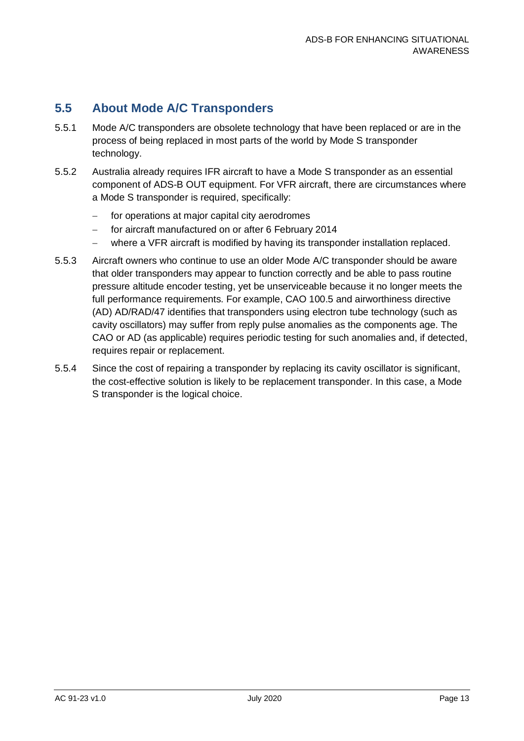## 5.5 About Mode A/C Transponders

5.5.1 Mode A/C transponders are obsolete technology that have been replaced or are in the process of being replaced in most parts of the world by Mode S transponder technology.

5.5.2 Australia already requires IFR aircraft to have a Mode S transponder as an essential component of ADS-B OUT equipment. For VFR aircraft, there are circumstances where a Mode S transponder is required, specifically:

- for operations at major capital city aerodromes
- for aircraft manufactured on or after 6 February 2014
- where a VFR aircraft is modified by having its transponder installation replaced.

5.5.3 Aircraft owners who continue to use an older Mode A/C transponder should be aware that older transponders may appear to function correctly and be able to pass routine pressure altitude encoder testing, yet be unserviceable because it no longer meets the full performance requirements. For example, CAO 100.5 and airworthiness directive (AD) AD/RAD/47 identifies that transponders using electron tube technology (such as cavity oscillators) may suffer from reply pulse anomalies as the components age. The CAO or AD (as applicable) requires periodic testing for such anomalies and, if detected, requires repair or replacement.

5.5.4 Since the cost of repairing a transponder by replacing its cavity oscillator is significant, the cost-effective solution is likely to be replacement transponder. In this case, a Mode S transponder is the logical choice.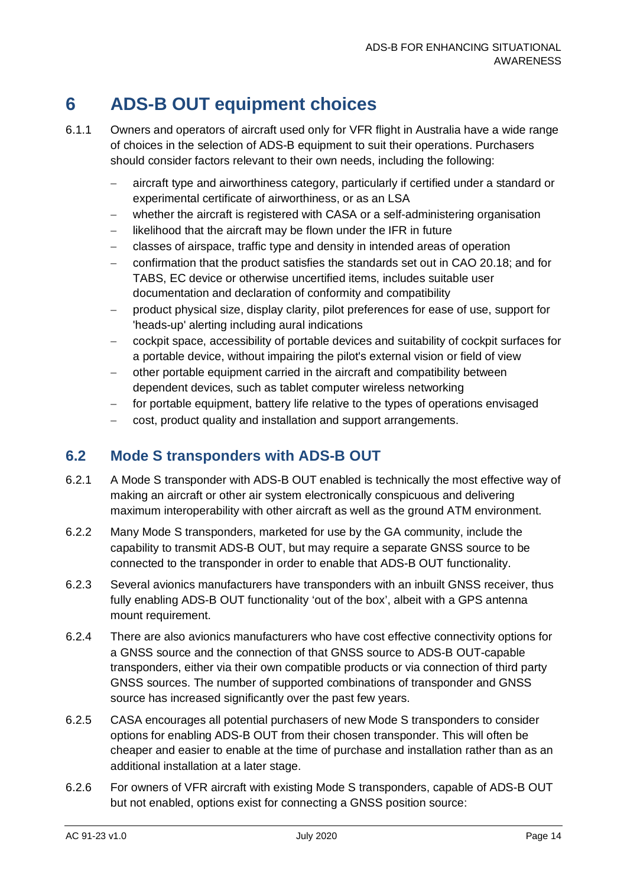# 6 ADS-B OUT equipment choices

6.1.1 Owners and operators of aircraft used only for VFR flight in Australia have a wide range of choices in the selection of ADS-B equipment to suit their operations. Purchasers should consider factors relevant to their own needs, including the following:

- aircraft type and airworthiness category, particularly if certified under a standard or experimental certificate of airworthiness, or as an LSA
- whether the aircraft is registered with CASA or a self-administering organisation
- likelihood that the aircraft may be flown under the IFR in future
- classes of airspace, traffic type and density in intended areas of operation
- confirmation that the product satisfies the standards set out in CAO 20.18; and for TABS, EC device or otherwise uncertified items, includes suitable user documentation and declaration of conformity and compatibility
- product physical size, display clarity, pilot preferences for ease of use, support for 'heads-up' alerting including aural indications
- cockpit space, accessibility of portable devices and suitability of cockpit surfaces for a portable device, without impairing the pilot's external vision or field of view
- other portable equipment carried in the aircraft and compatibility between dependent devices, such as tablet computer wireless networking
- for portable equipment, battery life relative to the types of operations envisaged
- cost, product quality and installation and support arrangements.

## 6.2 Mode S transponders with ADS-B OUT

6.2.1 A Mode S transponder with ADS-B OUT enabled is technically the most effective way of making an aircraft or other air system electronically conspicuous and delivering maximum interoperability with other aircraft as well as the ground ATM environment.

6.2.2 Many Mode S transponders, marketed for use by the GA community, include the capability to transmit ADS-B OUT, but may require a separate GNSS source to be connected to the transponder in order to enable that ADS-B OUT functionality.

6.2.3 Several avionics manufacturers have transponders with an inbuilt GNSS receiver, thus fully enabling ADS-B OUT functionality 'out of the box', albeit with a GPS antenna mount requirement.

6.2.4 There are also avionics manufacturers who have cost effective connectivity options for a GNSS source and the connection of that GNSS source to ADS-B OUT-capable transponders, either via their own compatible products or via connection of third party GNSS sources. The number of supported combinations of transponder and GNSS source has increased significantly over the past few years.

6.2.5 CASA encourages all potential purchasers of new Mode S transponders to consider options for enabling ADS-B OUT from their chosen transponder. This will often be cheaper and easier to enable at the time of purchase and installation rather than as an additional installation at a later stage.

6.2.6 For owners of VFR aircraft with existing Mode S transponders, capable of ADS-B OUT but not enabled, options exist for connecting a GNSS position source: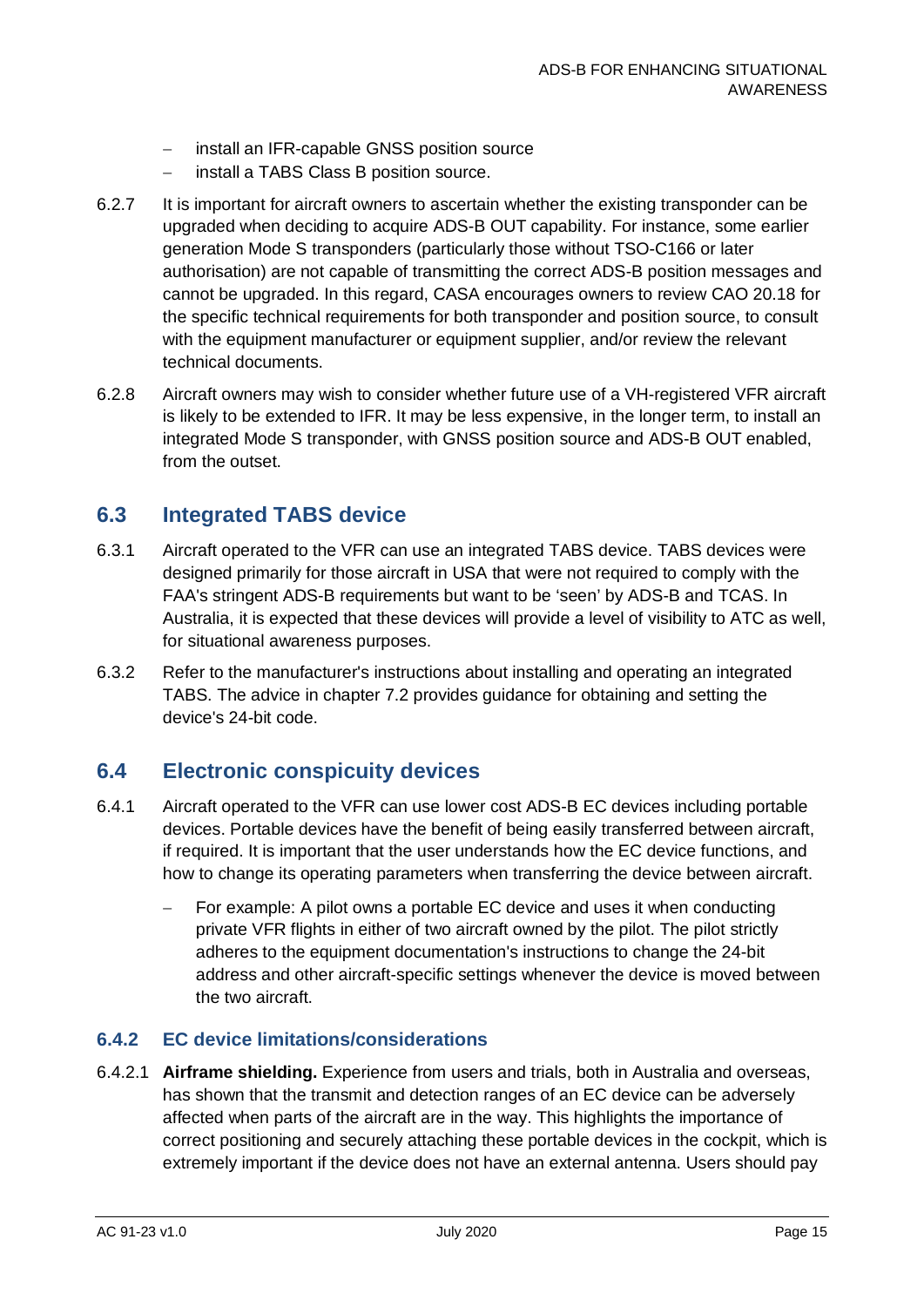- install an IFR-capable GNSS position source
- install a TABS Class B position source.

6.2.7 It is important for aircraft owners to ascertain whether the existing transponder can be upgraded when deciding to acquire ADS-B OUT capability. For instance, some earlier generation Mode S transponders (particularly those without TSO-C166 or later authorisation) are not capable of transmitting the correct ADS-B position messages and cannot be upgraded. In this regard, CASA encourages owners to review CAO 20.18 for the specific technical requirements for both transponder and position source, to consult with the equipment manufacturer or equipment supplier, and/or review the relevant technical documents.

6.2.8 Aircraft owners may wish to consider whether future use of a VH-registered VFR aircraft is likely to be extended to IFR. It may be less expensive, in the longer term, to install an integrated Mode S transponder, with GNSS position source and ADS-B OUT enabled, from the outset.

## 6.3 Integrated TABS device

6.3.1 Aircraft operated to the VFR can use an integrated TABS device. TABS devices were designed primarily for those aircraft in USA that were not required to comply with the FAA's stringent ADS-B requirements but want to be 'seen' by ADS-B and TCAS. In Australia, it is expected that these devices will provide a level of visibility to ATC as well, for situational awareness purposes.

6.3.2 Refer to the manufacturer's instructions about installing and operating an integrated TABS. The advice in chapter 7.2 provides guidance for obtaining and setting the device's 24-bit code.

## 6.4 Electronic conspicuity devices

6.4.1 Aircraft operated to the VFR can use lower cost ADS-B EC devices including portable devices. Portable devices have the benefit of being easily transferred between aircraft, if required. It is important that the user understands how the EC device functions, and how to change its operating parameters when transferring the device between aircraft.

- For example: A pilot owns a portable EC device and uses it when conducting private VFR flights in either of two aircraft owned by the pilot. The pilot strictly adheres to the equipment documentation's instructions to change the 24-bit address and other aircraft-specific settings whenever the device is moved between the two aircraft.

### 6.4.2 EC device limitations/considerations

6.4.2.1 **Airframe shielding.** Experience from users and trials, both in Australia and overseas, has shown that the transmit and detection ranges of an EC device can be adversely affected when parts of the aircraft are in the way. This highlights the importance of correct positioning and securely attaching these portable devices in the cockpit, which is extremely important if the device does not have an external antenna. Users should pay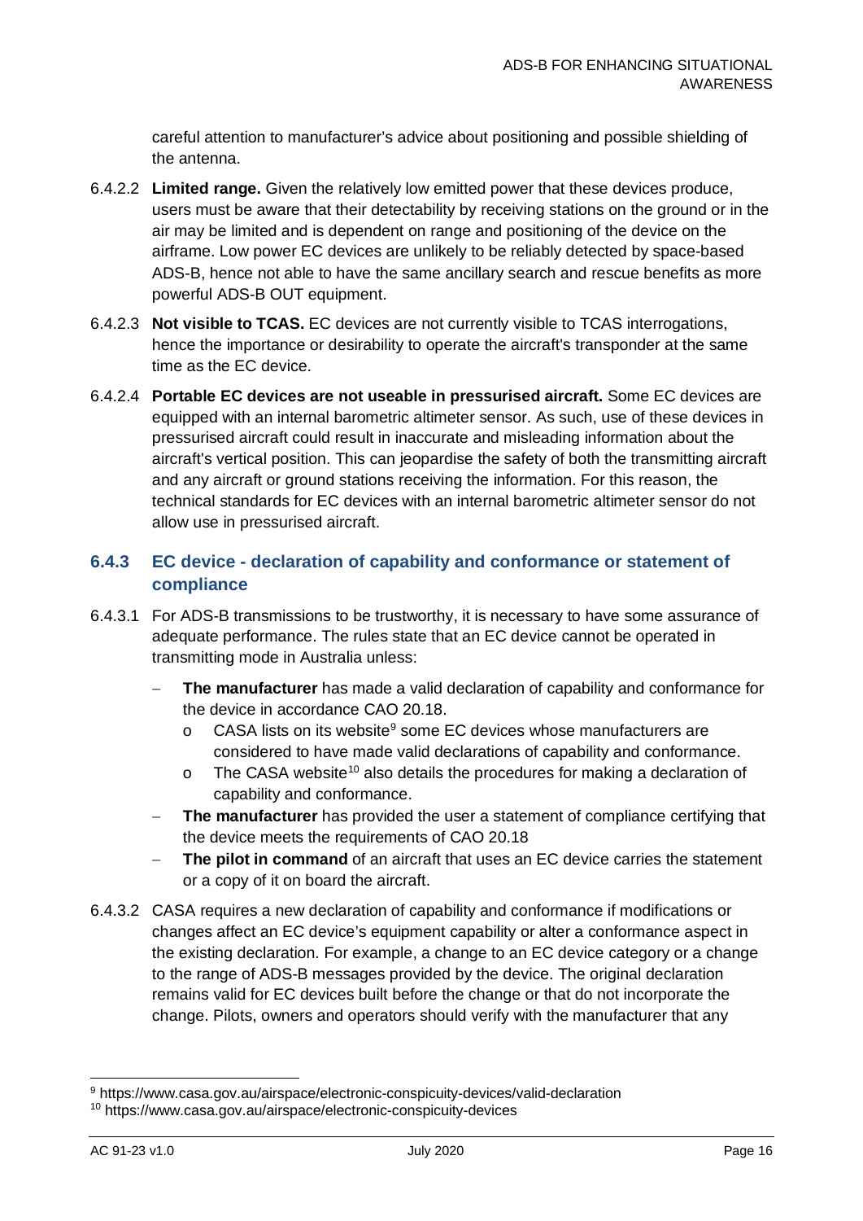careful attention to manufacturer's advice about positioning and possible shielding of the antenna.

6.4.2.2 **Limited range.** Given the relatively low emitted power that these devices produce, users must be aware that their detectability by receiving stations on the ground or in the air may be limited and is dependent on range and positioning of the device on the airframe. Low power EC devices are unlikely to be reliably detected by space-based ADS-B, hence not able to have the same ancillary search and rescue benefits as more powerful ADS-B OUT equipment.

6.4.2.3 **Not visible to TCAS.** EC devices are not currently visible to TCAS interrogations, hence the importance or desirability to operate the aircraft's transponder at the same time as the EC device.

6.4.2.4 **Portable EC devices are not useable in pressurised aircraft.** Some EC devices are equipped with an internal barometric altimeter sensor. As such, use of these devices in pressurised aircraft could result in inaccurate and misleading information about the aircraft's vertical position. This can jeopardise the safety of both the transmitting aircraft and any aircraft or ground stations receiving the information. For this reason, the technical standards for EC devices with an internal barometric altimeter sensor do not allow use in pressurised aircraft.

### 6.4.3 EC device - declaration of capability and conformance or statement of compliance

6.4.3.1 For ADS-B transmissions to be trustworthy, it is necessary to have some assurance of adequate performance. The rules state that an EC device cannot be operated in transmitting mode in Australia unless:

- **The manufacturer** has made a valid declaration of capability and conformance for the device in accordance CAO 20.18.
  - CASA lists on its website[9] some EC devices whose manufacturers are considered to have made valid declarations of capability and conformance.
  - The CASA website[10] also details the procedures for making a declaration of capability and conformance.
- **The manufacturer** has provided the user a statement of compliance certifying that the device meets the requirements of CAO 20.18
- **The pilot in command** of an aircraft that uses an EC device carries the statement or a copy of it on board the aircraft.

6.4.3.2 CASA requires a new declaration of capability and conformance if modifications or changes affect an EC device's equipment capability or alter a conformance aspect in the existing declaration. For example, a change to an EC device category or a change to the range of ADS-B messages provided by the device. The original declaration remains valid for EC devices built before the change or that do not incorporate the change. Pilots, owners and operators should verify with the manufacturer that any

[9] https://www.casa.gov.au/airspace/electronic-conspicuity-devices/valid-declaration

[10] https://www.casa.gov.au/airspace/electronic-conspicuity-devices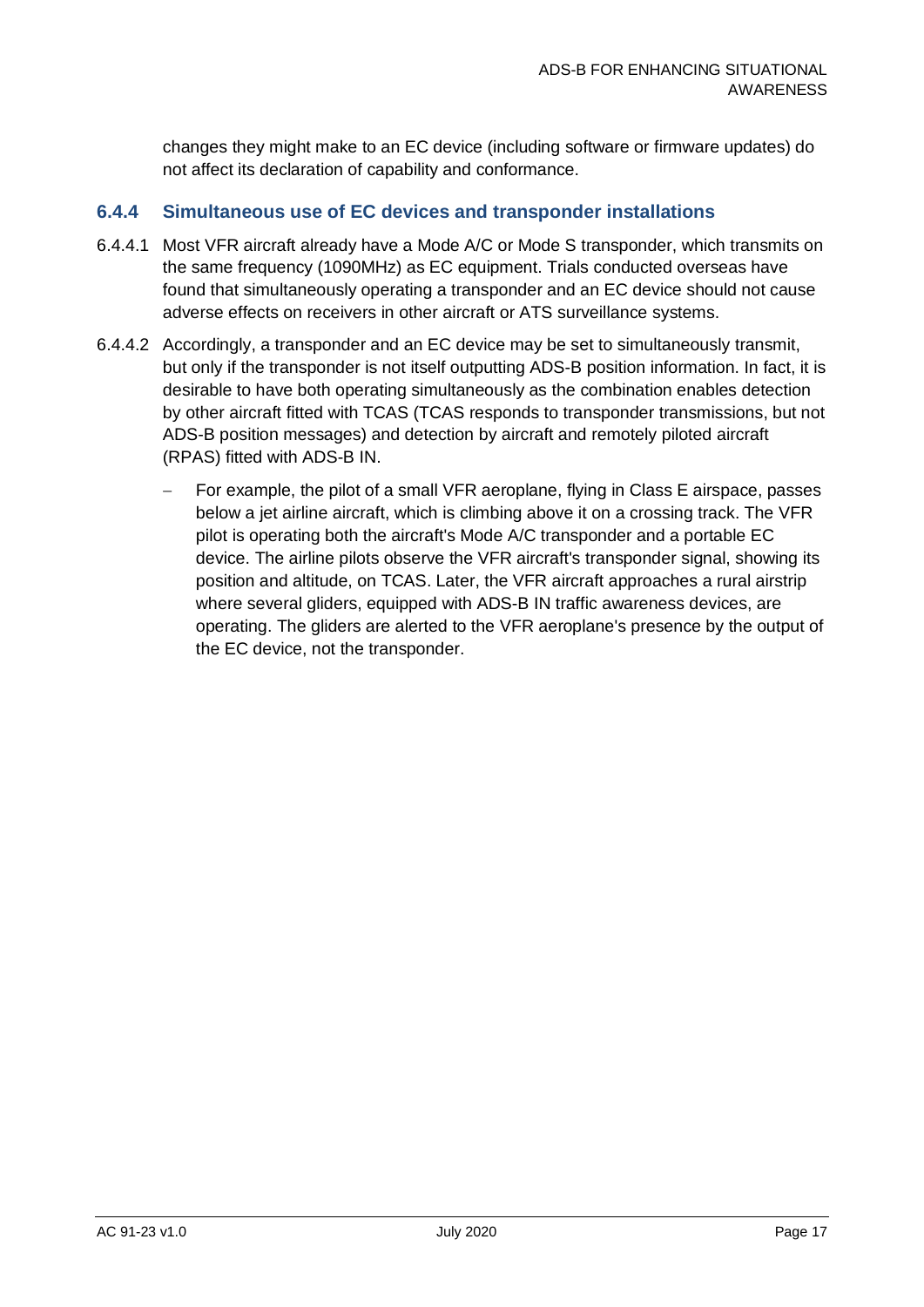changes they might make to an EC device (including software or firmware updates) do not affect its declaration of capability and conformance.

### 6.4.4 Simultaneous use of EC devices and transponder installations

6.4.4.1 Most VFR aircraft already have a Mode A/C or Mode S transponder, which transmits on the same frequency (1090MHz) as EC equipment. Trials conducted overseas have found that simultaneously operating a transponder and an EC device should not cause adverse effects on receivers in other aircraft or ATS surveillance systems.

6.4.4.2 Accordingly, a transponder and an EC device may be set to simultaneously transmit, but only if the transponder is not itself outputting ADS-B position information. In fact, it is desirable to have both operating simultaneously as the combination enables detection by other aircraft fitted with TCAS (TCAS responds to transponder transmissions, but not ADS-B position messages) and detection by aircraft and remotely piloted aircraft (RPAS) fitted with ADS-B IN.

- For example, the pilot of a small VFR aeroplane, flying in Class E airspace, passes below a jet airline aircraft, which is climbing above it on a crossing track. The VFR pilot is operating both the aircraft's Mode A/C transponder and a portable EC device. The airline pilots observe the VFR aircraft's transponder signal, showing its position and altitude, on TCAS. Later, the VFR aircraft approaches a rural airstrip where several gliders, equipped with ADS-B IN traffic awareness devices, are operating. The gliders are alerted to the VFR aeroplane's presence by the output of the EC device, not the transponder.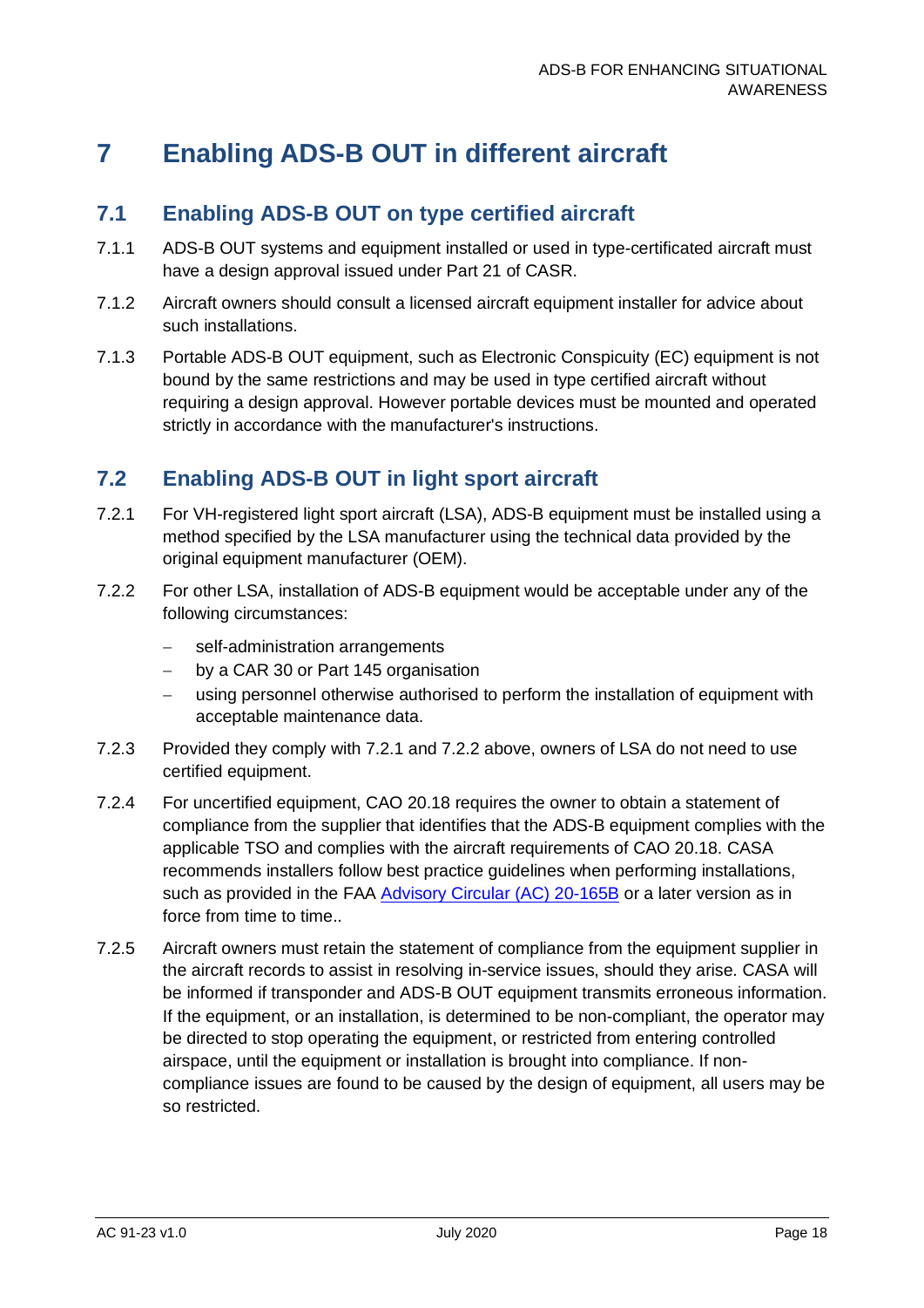# 7 Enabling ADS-B OUT in different aircraft

## 7.1 Enabling ADS-B OUT on type certified aircraft

7.1.1 ADS-B OUT systems and equipment installed or used in type-certificated aircraft must have a design approval issued under Part 21 of CASR.

7.1.2 Aircraft owners should consult a licensed aircraft equipment installer for advice about such installations.

7.1.3 Portable ADS-B OUT equipment, such as Electronic Conspicuity (EC) equipment is not bound by the same restrictions and may be used in type certified aircraft without requiring a design approval. However portable devices must be mounted and operated strictly in accordance with the manufacturer's instructions.

## 7.2 Enabling ADS-B OUT in light sport aircraft

7.2.1 For VH-registered light sport aircraft (LSA), ADS-B equipment must be installed using a method specified by the LSA manufacturer using the technical data provided by the original equipment manufacturer (OEM).

7.2.2 For other LSA, installation of ADS-B equipment would be acceptable under any of the following circumstances:

- self-administration arrangements
- by a CAR 30 or Part 145 organisation
- using personnel otherwise authorised to perform the installation of equipment with acceptable maintenance data.

7.2.3 Provided they comply with 7.2.1 and 7.2.2 above, owners of LSA do not need to use certified equipment.

7.2.4 For uncertified equipment, CAO 20.18 requires the owner to obtain a statement of compliance from the supplier that identifies that the ADS-B equipment complies with the applicable TSO and complies with the aircraft requirements of CAO 20.18. CASA recommends installers follow best practice guidelines when performing installations, such as provided in the FAA [Advisory Circular (AC) 20-165B] or a later version as in force from time to time..

7.2.5 Aircraft owners must retain the statement of compliance from the equipment supplier in the aircraft records to assist in resolving in-service issues, should they arise. CASA will be informed if transponder and ADS-B OUT equipment transmits erroneous information. If the equipment, or an installation, is determined to be non-compliant, the operator may be directed to stop operating the equipment, or restricted from entering controlled airspace, until the equipment or installation is brought into compliance. If non-compliance issues are found to be caused by the design of equipment, all users may be so restricted.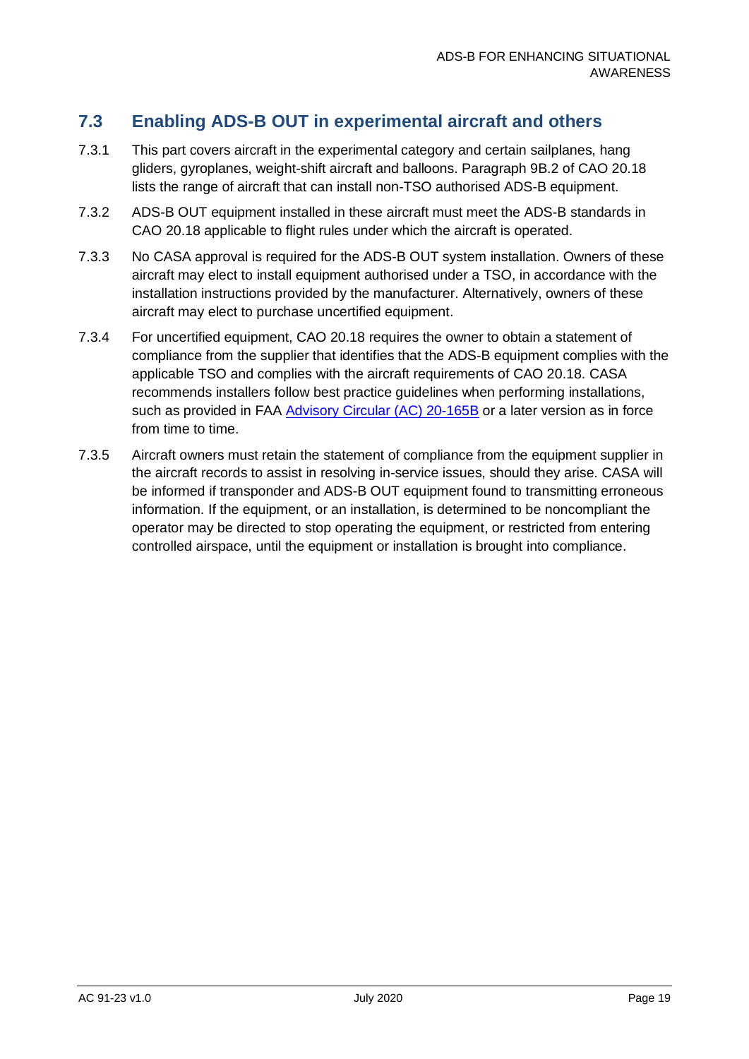## 7.3 Enabling ADS-B OUT in experimental aircraft and others

7.3.1 This part covers aircraft in the experimental category and certain sailplanes, hang gliders, gyroplanes, weight-shift aircraft and balloons. Paragraph 9B.2 of CAO 20.18 lists the range of aircraft that can install non-TSO authorised ADS-B equipment.

7.3.2 ADS-B OUT equipment installed in these aircraft must meet the ADS-B standards in CAO 20.18 applicable to flight rules under which the aircraft is operated.

7.3.3 No CASA approval is required for the ADS-B OUT system installation. Owners of these aircraft may elect to install equipment authorised under a TSO, in accordance with the installation instructions provided by the manufacturer. Alternatively, owners of these aircraft may elect to purchase uncertified equipment.

7.3.4 For uncertified equipment, CAO 20.18 requires the owner to obtain a statement of compliance from the supplier that identifies that the ADS-B equipment complies with the applicable TSO and complies with the aircraft requirements of CAO 20.18. CASA recommends installers follow best practice guidelines when performing installations, such as provided in FAA Advisory Circular (AC) 20-165B or a later version as in force from time to time.

7.3.5 Aircraft owners must retain the statement of compliance from the equipment supplier in the aircraft records to assist in resolving in-service issues, should they arise. CASA will be informed if transponder and ADS-B OUT equipment found to transmitting erroneous information. If the equipment, or an installation, is determined to be noncompliant the operator may be directed to stop operating the equipment, or restricted from entering controlled airspace, until the equipment or installation is brought into compliance.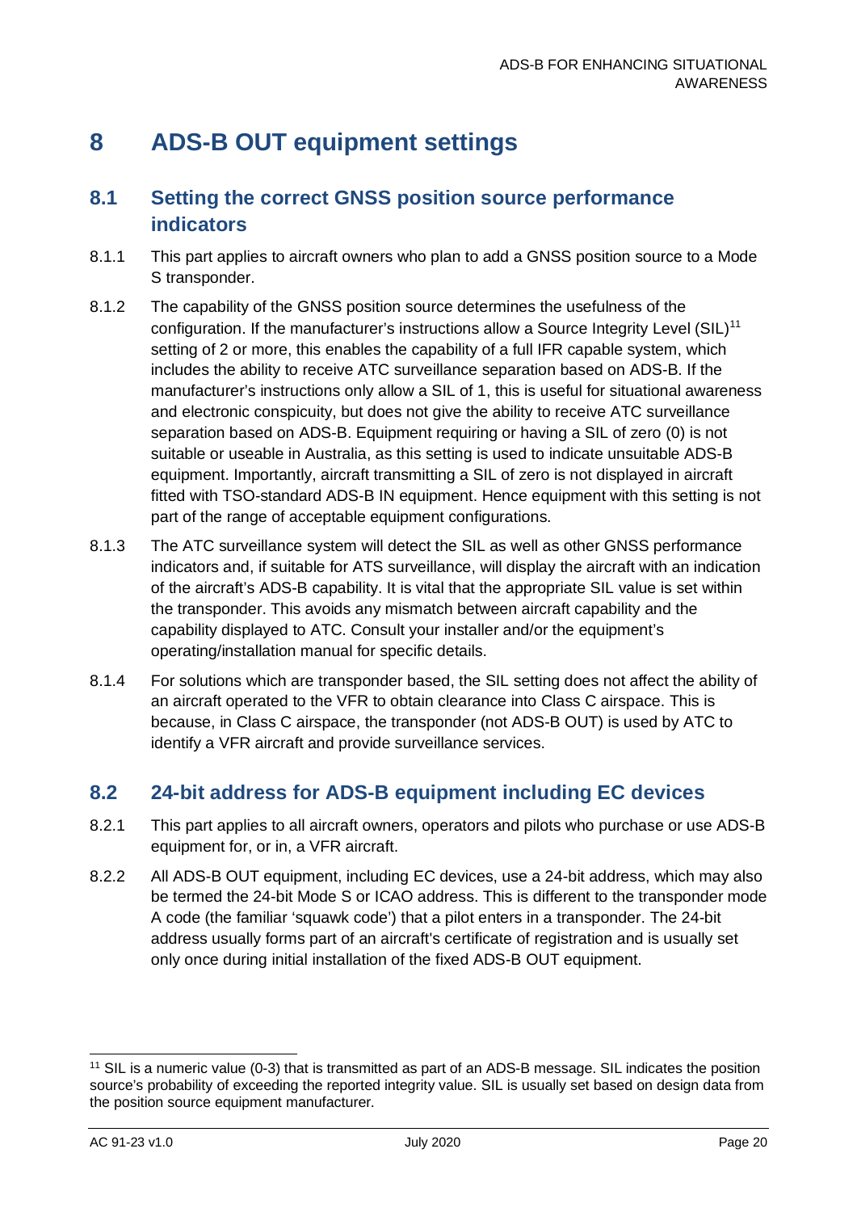# 8 ADS-B OUT equipment settings

## 8.1 Setting the correct GNSS position source performance indicators

8.1.1 This part applies to aircraft owners who plan to add a GNSS position source to a Mode S transponder.

8.1.2 The capability of the GNSS position source determines the usefulness of the configuration. If the manufacturer's instructions allow a Source Integrity Level (SIL)[11] setting of 2 or more, this enables the capability of a full IFR capable system, which includes the ability to receive ATC surveillance separation based on ADS-B. If the manufacturer's instructions only allow a SIL of 1, this is useful for situational awareness and electronic conspicuity, but does not give the ability to receive ATC surveillance separation based on ADS-B. Equipment requiring or having a SIL of zero (0) is not suitable or useable in Australia, as this setting is used to indicate unsuitable ADS-B equipment. Importantly, aircraft transmitting a SIL of zero is not displayed in aircraft fitted with TSO-standard ADS-B IN equipment. Hence equipment with this setting is not part of the range of acceptable equipment configurations.

8.1.3 The ATC surveillance system will detect the SIL as well as other GNSS performance indicators and, if suitable for ATS surveillance, will display the aircraft with an indication of the aircraft's ADS-B capability. It is vital that the appropriate SIL value is set within the transponder. This avoids any mismatch between aircraft capability and the capability displayed to ATC. Consult your installer and/or the equipment's operating/installation manual for specific details.

8.1.4 For solutions which are transponder based, the SIL setting does not affect the ability of an aircraft operated to the VFR to obtain clearance into Class C airspace. This is because, in Class C airspace, the transponder (not ADS-B OUT) is used by ATC to identify a VFR aircraft and provide surveillance services.

## 8.2 24-bit address for ADS-B equipment including EC devices

8.2.1 This part applies to all aircraft owners, operators and pilots who purchase or use ADS-B equipment for, or in, a VFR aircraft.

8.2.2 All ADS-B OUT equipment, including EC devices, use a 24-bit address, which may also be termed the 24-bit Mode S or ICAO address. This is different to the transponder mode A code (the familiar 'squawk code') that a pilot enters in a transponder. The 24-bit address usually forms part of an aircraft's certificate of registration and is usually set only once during initial installation of the fixed ADS-B OUT equipment.

---

[11] SIL is a numeric value (0-3) that is transmitted as part of an ADS-B message. SIL indicates the position source's probability of exceeding the reported integrity value. SIL is usually set based on design data from the position source equipment manufacturer.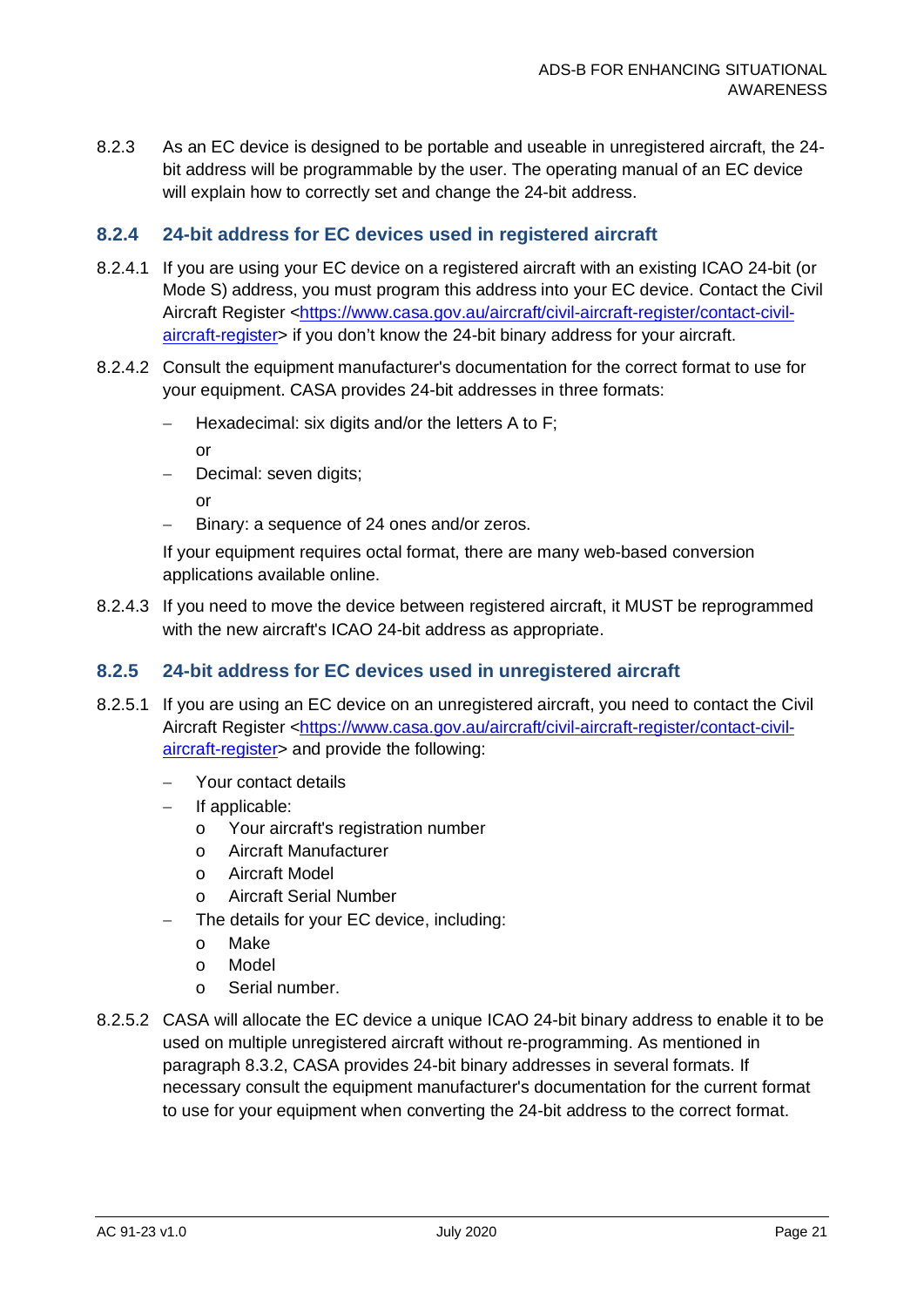8.2.3 As an EC device is designed to be portable and useable in unregistered aircraft, the 24-bit address will be programmable by the user. The operating manual of an EC device will explain how to correctly set and change the 24-bit address.

### 8.2.4 24-bit address for EC devices used in registered aircraft

8.2.4.1 If you are using your EC device on a registered aircraft with an existing ICAO 24-bit (or Mode S) address, you must program this address into your EC device. Contact the Civil Aircraft Register <[https://www.casa.gov.au/aircraft/civil-aircraft-register/contact-civil-aircraft-register](https://www.casa.gov.au/aircraft/civil-aircraft-register/contact-civil-aircraft-register)> if you don't know the 24-bit binary address for your aircraft.

8.2.4.2 Consult the equipment manufacturer's documentation for the correct format to use for your equipment. CASA provides 24-bit addresses in three formats:

- Hexadecimal: six digits and/or the letters A to F;

  or
- Decimal: seven digits;

  or
- Binary: a sequence of 24 ones and/or zeros.

If your equipment requires octal format, there are many web-based conversion applications available online.

8.2.4.3 If you need to move the device between registered aircraft, it MUST be reprogrammed with the new aircraft's ICAO 24-bit address as appropriate.

### 8.2.5 24-bit address for EC devices used in unregistered aircraft

8.2.5.1 If you are using an EC device on an unregistered aircraft, you need to contact the Civil Aircraft Register <[https://www.casa.gov.au/aircraft/civil-aircraft-register/contact-civil-aircraft-register](https://www.casa.gov.au/aircraft/civil-aircraft-register/contact-civil-aircraft-register)> and provide the following:

- Your contact details
- If applicable:
  - Your aircraft's registration number
  - Aircraft Manufacturer
  - Aircraft Model
  - Aircraft Serial Number
- The details for your EC device, including:
  - Make
  - Model
  - Serial number.

8.2.5.2 CASA will allocate the EC device a unique ICAO 24-bit binary address to enable it to be used on multiple unregistered aircraft without re-programming. As mentioned in paragraph 8.3.2, CASA provides 24-bit binary addresses in several formats. If necessary consult the equipment manufacturer's documentation for the current format to use for your equipment when converting the 24-bit address to the correct format.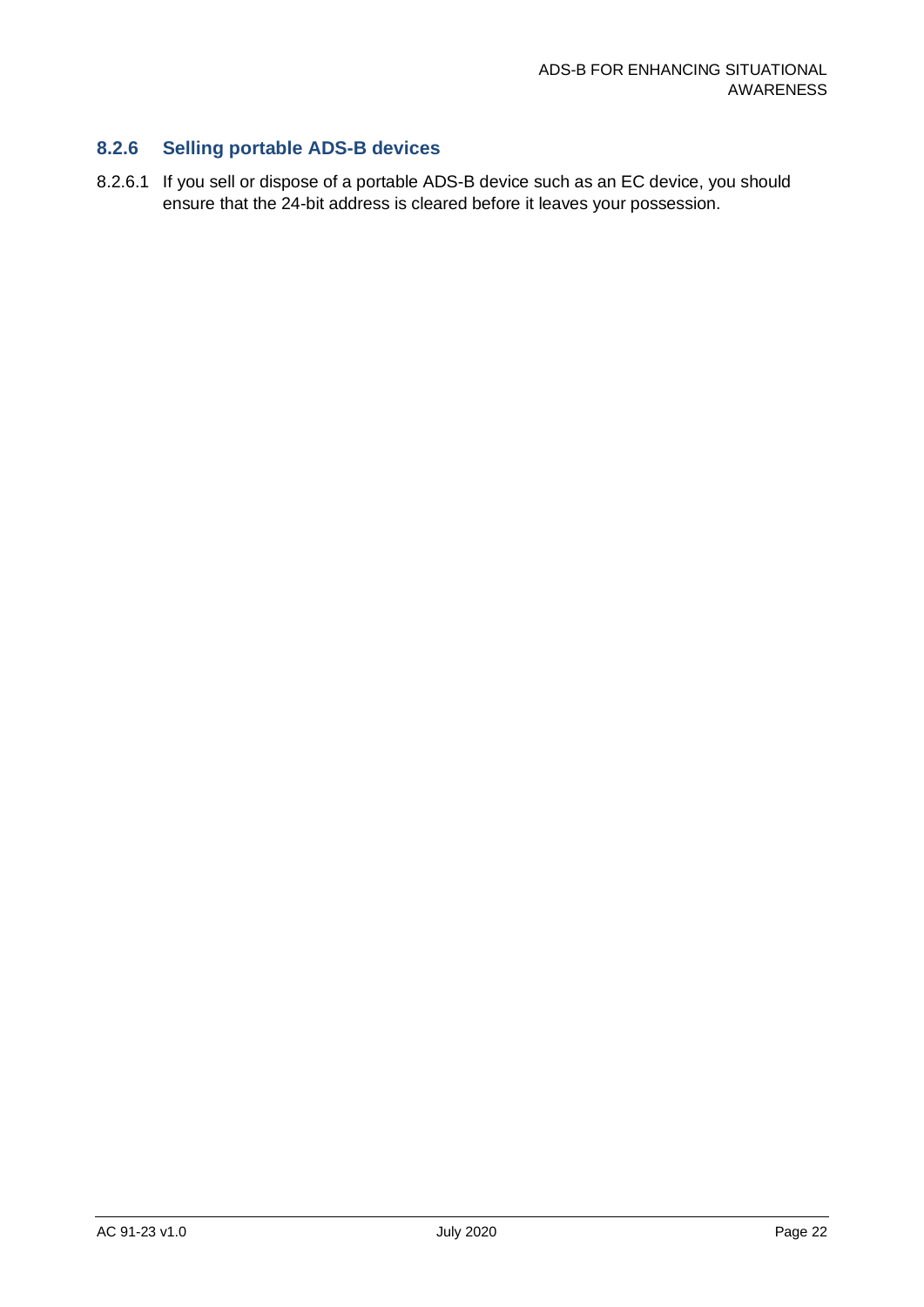### 8.2.6 Selling portable ADS-B devices

8.2.6.1 If you sell or dispose of a portable ADS-B device such as an EC device, you should ensure that the 24-bit address is cleared before it leaves your possession.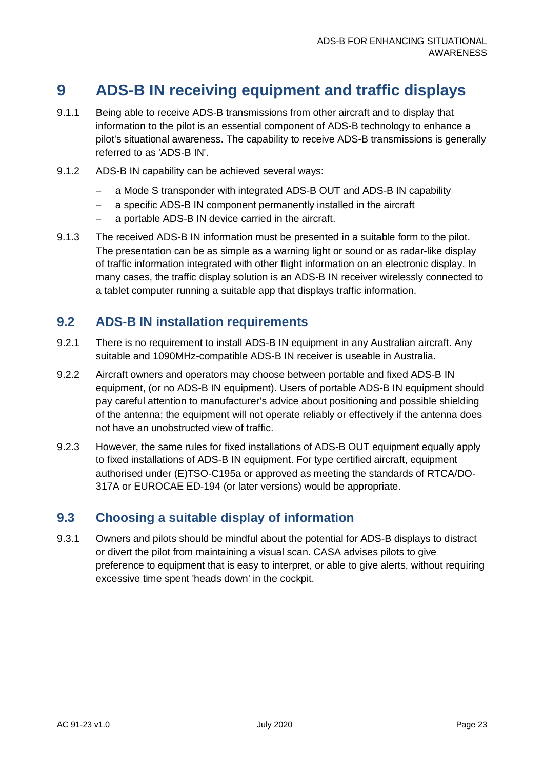# 9 ADS-B IN receiving equipment and traffic displays

9.1.1 Being able to receive ADS-B transmissions from other aircraft and to display that information to the pilot is an essential component of ADS-B technology to enhance a pilot's situational awareness. The capability to receive ADS-B transmissions is generally referred to as 'ADS-B IN'.

9.1.2 ADS-B IN capability can be achieved several ways:

- a Mode S transponder with integrated ADS-B OUT and ADS-B IN capability
- a specific ADS-B IN component permanently installed in the aircraft
- a portable ADS-B IN device carried in the aircraft.

9.1.3 The received ADS-B IN information must be presented in a suitable form to the pilot. The presentation can be as simple as a warning light or sound or as radar-like display of traffic information integrated with other flight information on an electronic display. In many cases, the traffic display solution is an ADS-B IN receiver wirelessly connected to a tablet computer running a suitable app that displays traffic information.

## 9.2 ADS-B IN installation requirements

9.2.1 There is no requirement to install ADS-B IN equipment in any Australian aircraft. Any suitable and 1090MHz-compatible ADS-B IN receiver is useable in Australia.

9.2.2 Aircraft owners and operators may choose between portable and fixed ADS-B IN equipment, (or no ADS-B IN equipment). Users of portable ADS-B IN equipment should pay careful attention to manufacturer's advice about positioning and possible shielding of the antenna; the equipment will not operate reliably or effectively if the antenna does not have an unobstructed view of traffic.

9.2.3 However, the same rules for fixed installations of ADS-B OUT equipment equally apply to fixed installations of ADS-B IN equipment. For type certified aircraft, equipment authorised under (E)TSO-C195a or approved as meeting the standards of RTCA/DO-317A or EUROCAE ED-194 (or later versions) would be appropriate.

## 9.3 Choosing a suitable display of information

9.3.1 Owners and pilots should be mindful about the potential for ADS-B displays to distract or divert the pilot from maintaining a visual scan. CASA advises pilots to give preference to equipment that is easy to interpret, or able to give alerts, without requiring excessive time spent 'heads down' in the cockpit.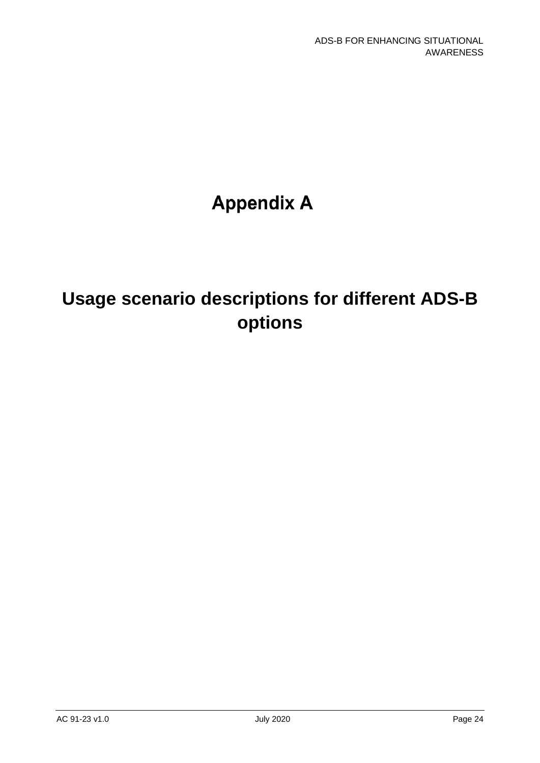# Appendix A

# Usage scenario descriptions for different ADS-B options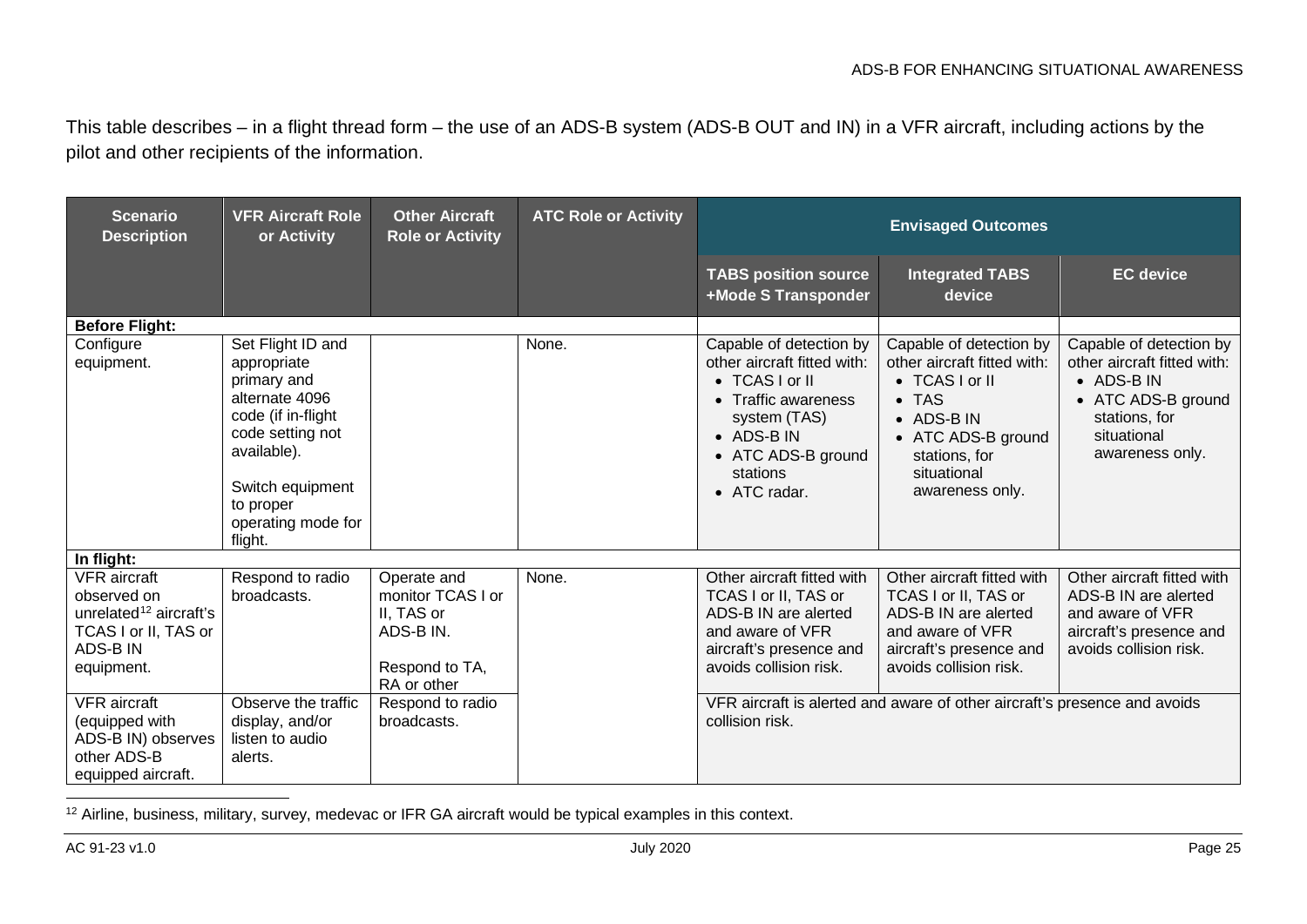This table describes – in a flight thread form – the use of an ADS-B system (ADS-B OUT and IN) in a VFR aircraft, including actions by the pilot and other recipients of the information.

| Scenario Description | VFR Aircraft Role or Activity | Other Aircraft Role or Activity | ATC Role or Activity | Envisaged Outcomes | | |
|---|---|---|---|---|---|---|
| | | | | TABS position source +Mode S Transponder | Integrated TABS device | EC device |
| **Before Flight:** | | | | | | |
| Configure equipment. | Set Flight ID and appropriate primary and alternate 4096 code (if in-flight code setting not available). Switch equipment to proper operating mode for flight. | | None. | Capable of detection by other aircraft fitted with: • TCAS I or II • Traffic awareness system (TAS) • ADS-B IN • ATC ADS-B ground stations • ATC radar. | Capable of detection by other aircraft fitted with: • TCAS I or II • TAS • ADS-B IN • ATC ADS-B ground stations, for situational awareness only. | Capable of detection by other aircraft fitted with: • ADS-B IN • ATC ADS-B ground stations, for situational awareness only. |
| **In flight:** | | | | | | |
| VFR aircraft observed on unrelated[12] aircraft's TCAS I or II, TAS or ADS-B IN equipment. | Respond to radio broadcasts. | Operate and monitor TCAS I or II, TAS or ADS-B IN. Respond to TA, RA or other | None. | Other aircraft fitted with TCAS I or II, TAS or ADS-B IN are alerted and aware of VFR aircraft's presence and avoids collision risk. | Other aircraft fitted with TCAS I or II, TAS or ADS-B IN are alerted and aware of VFR aircraft's presence and avoids collision risk. | Other aircraft fitted with ADS-B IN are alerted and aware of VFR aircraft's presence and avoids collision risk. |
| VFR aircraft (equipped with ADS-B IN) observes other ADS-B equipped aircraft. | Observe the traffic display, and/or listen to audio alerts. | Respond to radio broadcasts. | | VFR aircraft is alerted and aware of other aircraft's presence and avoids collision risk. | | |

[12] Airline, business, military, survey, medevac or IFR GA aircraft would be typical examples in this context.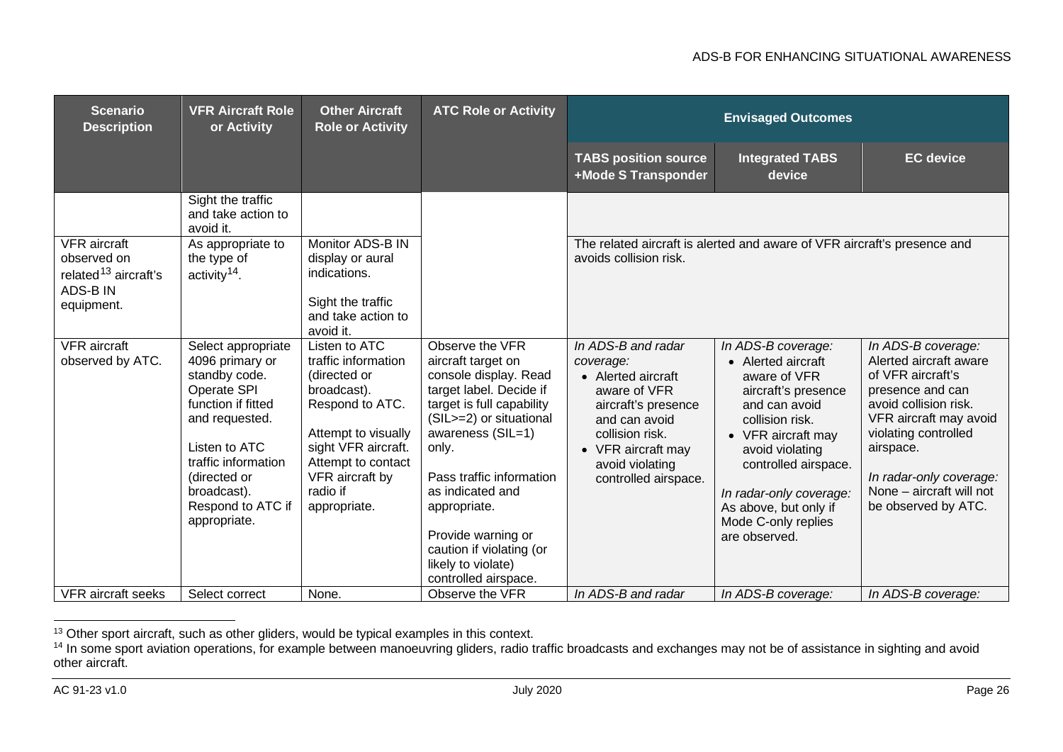| Scenario Description | VFR Aircraft Role or Activity | Other Aircraft Role or Activity | ATC Role or Activity | Envisaged Outcomes | | |
|---|---|---|---|---|---|---|
| | | | | TABS position source +Mode S Transponder | Integrated TABS device | EC device |
| | Sight the traffic and take action to avoid it. | | | | | |
| VFR aircraft observed on related[13] aircraft's ADS-B IN equipment. | As appropriate to the type of activity[14]. | Monitor ADS-B IN display or aural indications.<br><br>Sight the traffic and take action to avoid it. | | The related aircraft is alerted and aware of VFR aircraft's presence and avoids collision risk. | | |
| VFR aircraft observed by ATC. | Select appropriate 4096 primary or standby code. Operate SPI function if fitted and requested.<br><br>Listen to ATC traffic information (directed or broadcast). Respond to ATC if appropriate. | Listen to ATC traffic information (directed or broadcast). Respond to ATC.<br><br>Attempt to visually sight VFR aircraft. Attempt to contact VFR aircraft by radio if appropriate. | Observe the VFR aircraft target on console display. Read target label. Decide if target is full capability (SIL>=2) or situational awareness (SIL=1) only.<br><br>Pass traffic information as indicated and appropriate.<br><br>Provide warning or caution if violating (or likely to violate) controlled airspace. | *In ADS-B and radar coverage:*<br>• Alerted aircraft aware of VFR aircraft's presence and can avoid collision risk.<br>• VFR aircraft may avoid violating controlled airspace. | *In ADS-B coverage:*<br>• Alerted aircraft aware of VFR aircraft's presence and can avoid collision risk.<br>• VFR aircraft may avoid violating controlled airspace.<br><br>*In radar-only coverage:* As above, but only if Mode C-only replies are observed. | *In ADS-B coverage:* Alerted aircraft aware of VFR aircraft's presence and can avoid collision risk. VFR aircraft may avoid violating controlled airspace.<br><br>*In radar-only coverage:* None – aircraft will not be observed by ATC. |
| VFR aircraft seeks | Select correct | None. | Observe the VFR | *In ADS-B and radar* | *In ADS-B coverage:* | *In ADS-B coverage:* |

[13] Other sport aircraft, such as other gliders, would be typical examples in this context.

[14] In some sport aviation operations, for example between manoeuvring gliders, radio traffic broadcasts and exchanges may not be of assistance in sighting and avoid other aircraft.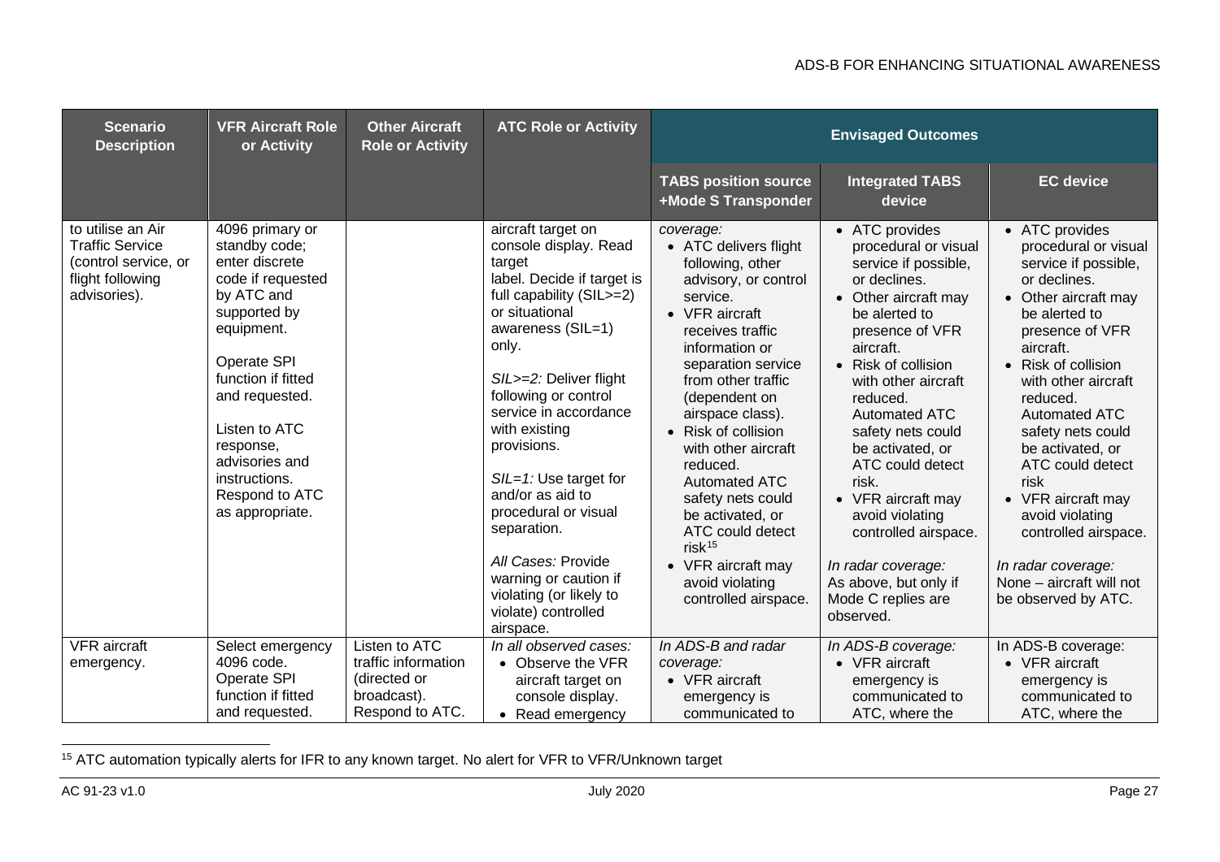| Scenario Description | VFR Aircraft Role or Activity | Other Aircraft Role or Activity | ATC Role or Activity | Envisaged Outcomes | | |
|---|---|---|---|---|---|---|
| | | | | TABS position source +Mode S Transponder | Integrated TABS device | EC device |
| to utilise an Air Traffic Service (control service, or flight following advisories). | 4096 primary or standby code; enter discrete code if requested by ATC and supported by equipment.<br><br>Operate SPI function if fitted and requested.<br><br>Listen to ATC response, advisories and instructions. Respond to ATC as appropriate. | | aircraft target on console display. Read target label. Decide if target is full capability (SIL>=2) or situational awareness (SIL=1) only.<br><br>*SIL>=2:* Deliver flight following or control service in accordance with existing provisions.<br><br>*SIL=1:* Use target for and/or as aid to procedural or visual separation.<br><br>*All Cases:* Provide warning or caution if violating (or likely to violate) controlled airspace. | *coverage:*<br>• ATC delivers flight following, other advisory, or control service.<br>• VFR aircraft receives traffic information or separation service from other traffic (dependent on airspace class).<br>• Risk of collision with other aircraft reduced. Automated ATC safety nets could be activated, or ATC could detect risk[15]<br>• VFR aircraft may avoid violating controlled airspace. | • ATC provides procedural or visual service if possible, or declines.<br>• Other aircraft may be alerted to presence of VFR aircraft.<br>• Risk of collision with other aircraft reduced. Automated ATC safety nets could be activated, or ATC could detect risk.<br>• VFR aircraft may avoid violating controlled airspace.<br><br>*In radar coverage:*<br>As above, but only if Mode C replies are observed. | • ATC provides procedural or visual service if possible, or declines.<br>• Other aircraft may be alerted to presence of VFR aircraft.<br>• Risk of collision with other aircraft reduced. Automated ATC safety nets could be activated, or ATC could detect risk<br>• VFR aircraft may avoid violating controlled airspace.<br><br>*In radar coverage:*<br>None – aircraft will not be observed by ATC. |
| VFR aircraft emergency. | Select emergency 4096 code. Operate SPI function if fitted and requested. | Listen to ATC traffic information (directed or broadcast). Respond to ATC. | *In all observed cases:*<br>• Observe the VFR aircraft target on console display.<br>• Read emergency | *In ADS-B and radar coverage:*<br>• VFR aircraft emergency is communicated to | *In ADS-B coverage:*<br>• VFR aircraft emergency is communicated to ATC, where the | In ADS-B coverage:<br>• VFR aircraft emergency is communicated to ATC, where the |

[15] ATC automation typically alerts for IFR to any known target. No alert for VFR to VFR/Unknown target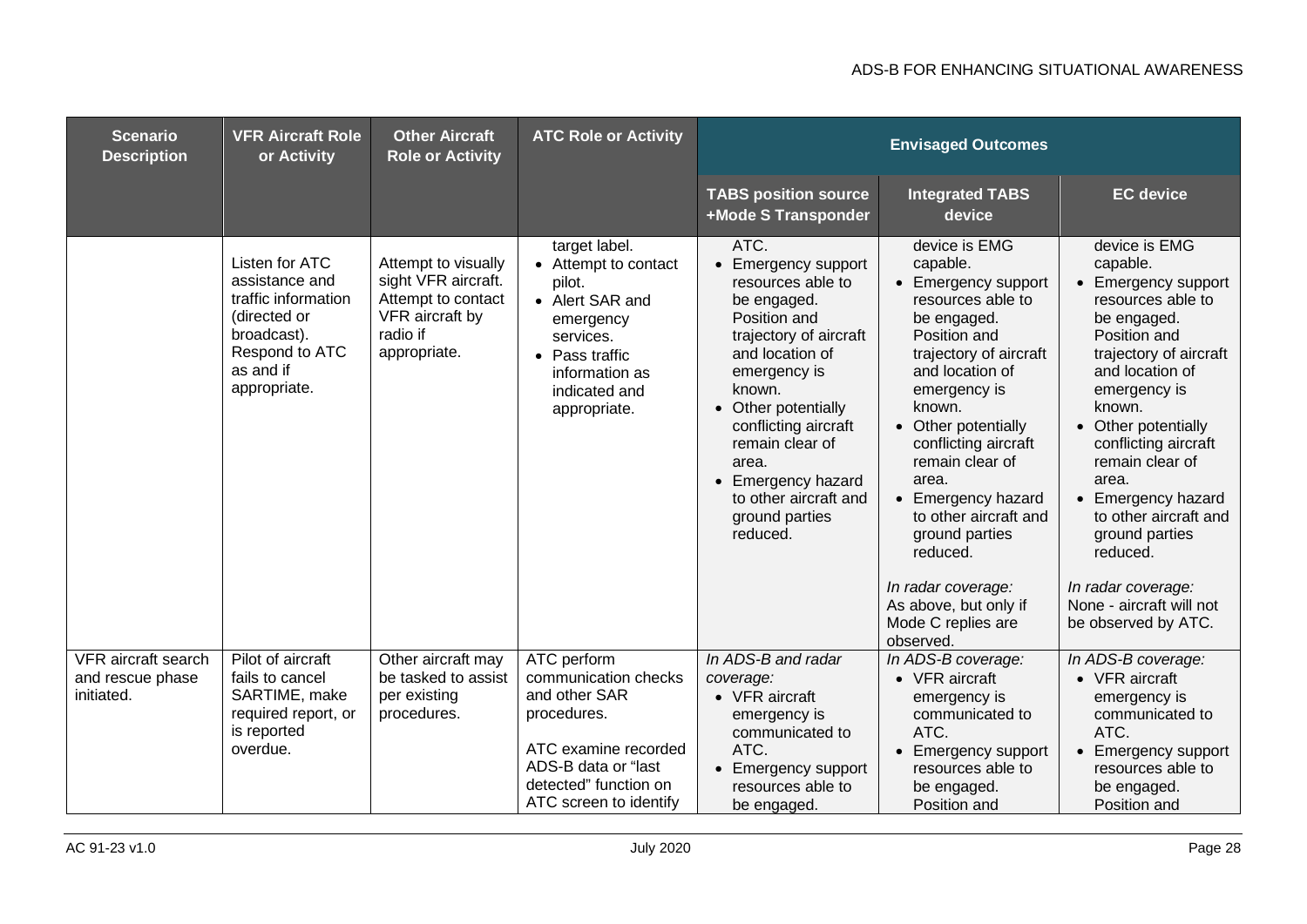| Scenario Description | VFR Aircraft Role or Activity | Other Aircraft Role or Activity | ATC Role or Activity | Envisaged Outcomes | | |
|---|---|---|---|---|---|---|
| | | | | **TABS position source +Mode S Transponder** | **Integrated TABS device** | **EC device** |
| | Listen for ATC assistance and traffic information (directed or broadcast). Respond to ATC as and if appropriate. | Attempt to visually sight VFR aircraft. Attempt to contact VFR aircraft by radio if appropriate. | target label. • Attempt to contact pilot. • Alert SAR and emergency services. • Pass traffic information as indicated and appropriate. | ATC. • Emergency support resources able to be engaged. Position and trajectory of aircraft and location of emergency is known. • Other potentially conflicting aircraft remain clear of area. • Emergency hazard to other aircraft and ground parties reduced. | device is EMG capable. • Emergency support resources able to be engaged. Position and trajectory of aircraft and location of emergency is known. • Other potentially conflicting aircraft remain clear of area. • Emergency hazard to other aircraft and ground parties reduced. *In radar coverage:* As above, but only if Mode C replies are observed. | device is EMG capable. • Emergency support resources able to be engaged. Position and trajectory of aircraft and location of emergency is known. • Other potentially conflicting aircraft remain clear of area. • Emergency hazard to other aircraft and ground parties reduced. *In radar coverage:* None - aircraft will not be observed by ATC. |
| VFR aircraft search and rescue phase initiated. | Pilot of aircraft fails to cancel SARTIME, make required report, or is reported overdue. | Other aircraft may be tasked to assist per existing procedures. | ATC perform communication checks and other SAR procedures. ATC examine recorded ADS-B data or "last detected" function on ATC screen to identify | *In ADS-B and radar coverage:* • VFR aircraft emergency is communicated to ATC. • Emergency support resources able to be engaged. | *In ADS-B coverage:* • VFR aircraft emergency is communicated to ATC. • Emergency support resources able to be engaged. Position and | *In ADS-B coverage:* • VFR aircraft emergency is communicated to ATC. • Emergency support resources able to be engaged. Position and |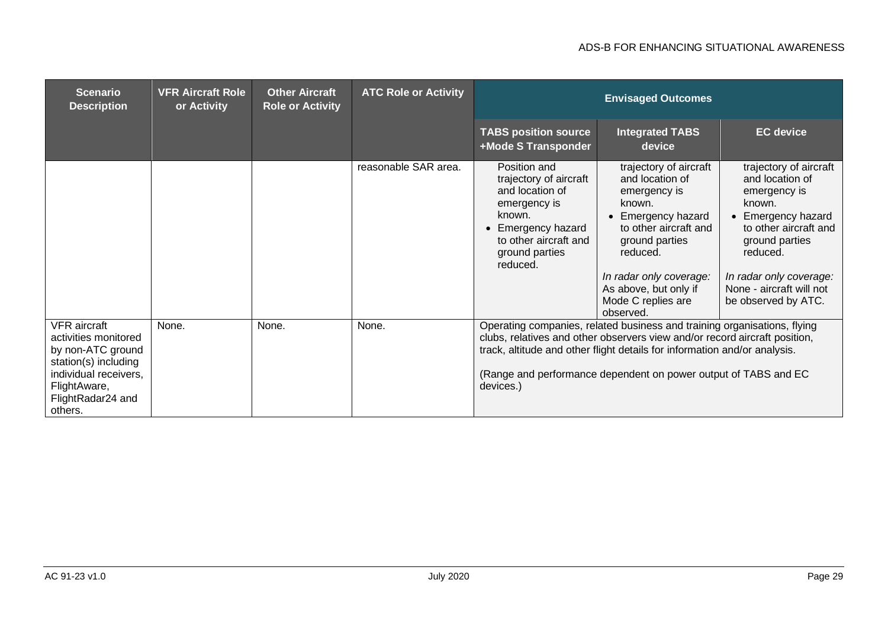| Scenario Description | VFR Aircraft Role or Activity | Other Aircraft Role or Activity | ATC Role or Activity | Envisaged Outcomes | | |
|---|---|---|---|---|---|---|
| | | | | TABS position source +Mode S Transponder | Integrated TABS device | EC device |
| | | | reasonable SAR area. | Position and trajectory of aircraft and location of emergency is known.<br>• Emergency hazard to other aircraft and ground parties reduced. | trajectory of aircraft and location of emergency is known.<br>• Emergency hazard to other aircraft and ground parties reduced.<br><br>*In radar only coverage:* As above, but only if Mode C replies are observed. | trajectory of aircraft and location of emergency is known.<br>• Emergency hazard to other aircraft and ground parties reduced.<br><br>*In radar only coverage:* None - aircraft will not be observed by ATC. |
| VFR aircraft activities monitored by non-ATC ground station(s) including individual receivers, FlightAware, FlightRadar24 and others. | None. | None. | None. | Operating companies, related business and training organisations, flying clubs, relatives and other observers view and/or record aircraft position, track, altitude and other flight details for information and/or analysis.<br><br>(Range and performance dependent on power output of TABS and EC devices.) | | |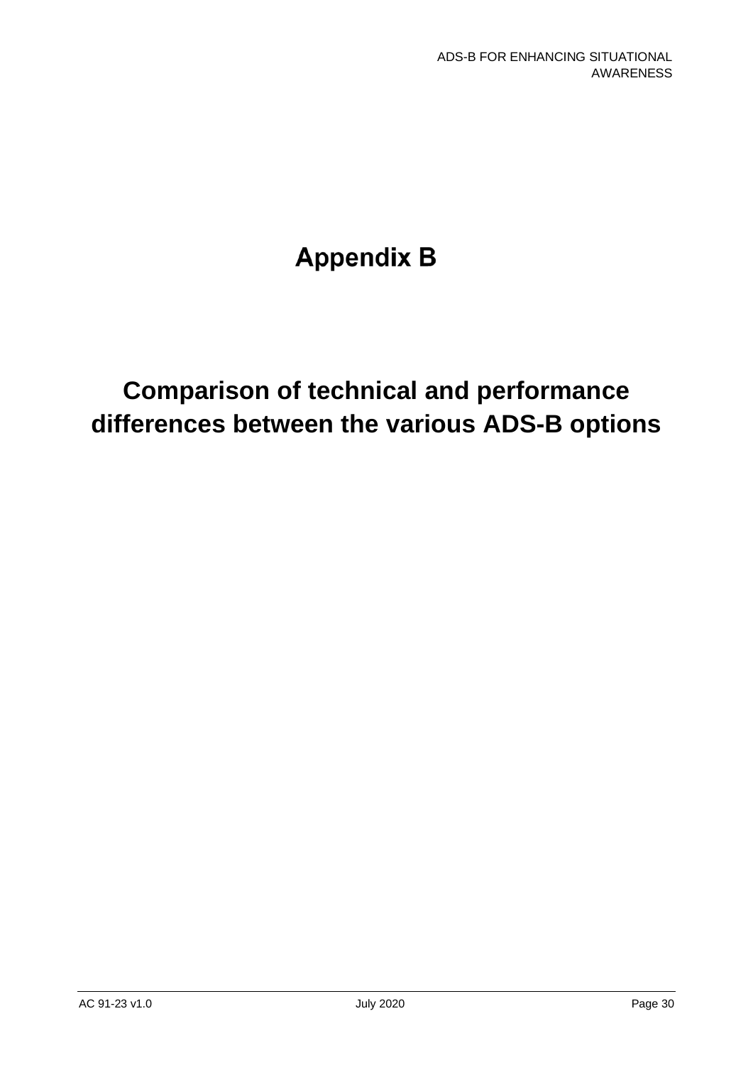# Appendix B

# Comparison of technical and performance differences between the various ADS-B options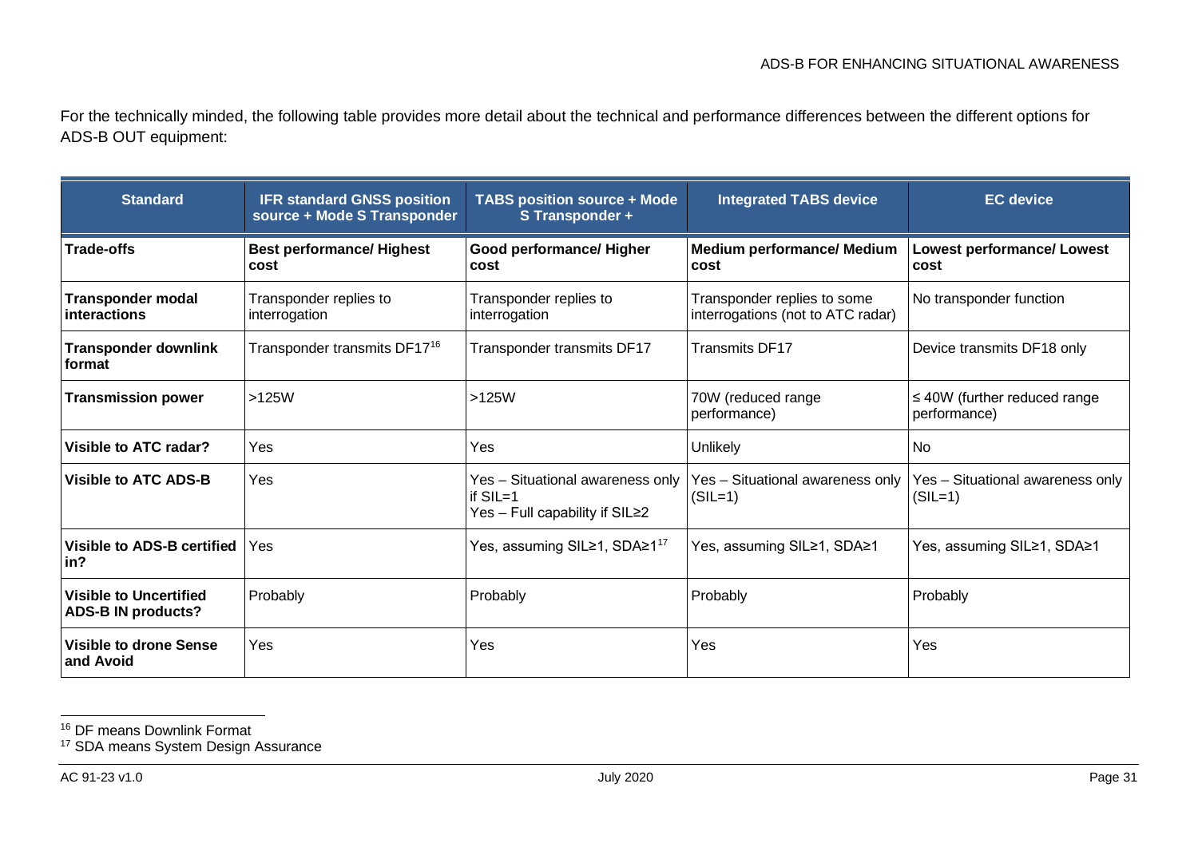For the technically minded, the following table provides more detail about the technical and performance differences between the different options for ADS-B OUT equipment:

| Standard | IFR standard GNSS position source + Mode S Transponder | TABS position source + Mode S Transponder + | Integrated TABS device | EC device |
|---|---|---|---|---|
| **Trade-offs** | **Best performance/ Highest cost** | **Good performance/ Higher cost** | **Medium performance/ Medium cost** | **Lowest performance/ Lowest cost** |
| **Transponder modal interactions** | Transponder replies to interrogation | Transponder replies to interrogation | Transponder replies to some interrogations (not to ATC radar) | No transponder function |
| **Transponder downlink format** | Transponder transmits DF17[16] | Transponder transmits DF17 | Transmits DF17 | Device transmits DF18 only |
| **Transmission power** | >125W | >125W | 70W (reduced range performance) | ≤ 40W (further reduced range performance) |
| **Visible to ATC radar?** | Yes | Yes | Unlikely | No |
| **Visible to ATC ADS-B** | Yes | Yes – Situational awareness only if SIL=1<br>Yes – Full capability if SIL≥2 | Yes – Situational awareness only (SIL=1) | Yes – Situational awareness only (SIL=1) |
| **Visible to ADS-B certified in?** | Yes | Yes, assuming SIL≥1, SDA≥1[17] | Yes, assuming SIL≥1, SDA≥1 | Yes, assuming SIL≥1, SDA≥1 |
| **Visible to Uncertified ADS-B IN products?** | Probably | Probably | Probably | Probably |
| **Visible to drone Sense and Avoid** | Yes | Yes | Yes | Yes |

[16] DF means Downlink Format

[17] SDA means System Design Assurance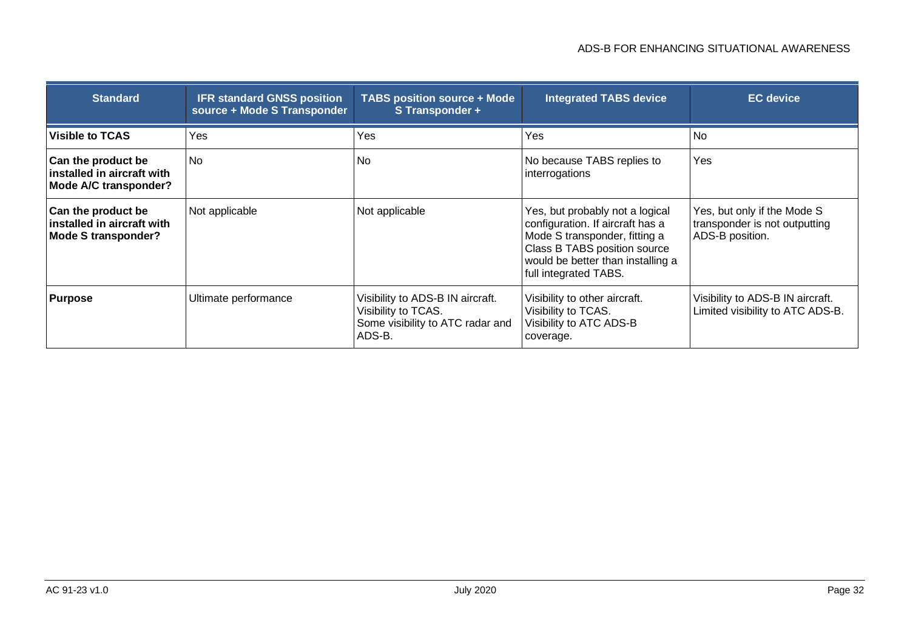| Standard | IFR standard GNSS position source + Mode S Transponder | TABS position source + Mode S Transponder + | Integrated TABS device | EC device |
|---|---|---|---|---|
| **Visible to TCAS** | Yes | Yes | Yes | No |
| **Can the product be installed in aircraft with Mode A/C transponder?** | No | No | No because TABS replies to interrogations | Yes |
| **Can the product be installed in aircraft with Mode S transponder?** | Not applicable | Not applicable | Yes, but probably not a logical configuration. If aircraft has a Mode S transponder, fitting a Class B TABS position source would be better than installing a full integrated TABS. | Yes, but only if the Mode S transponder is not outputting ADS-B position. |
| **Purpose** | Ultimate performance | Visibility to ADS-B IN aircraft. Visibility to TCAS. Some visibility to ATC radar and ADS-B. | Visibility to other aircraft. Visibility to TCAS. Visibility to ATC ADS-B coverage. | Visibility to ADS-B IN aircraft. Limited visibility to ATC ADS-B. |